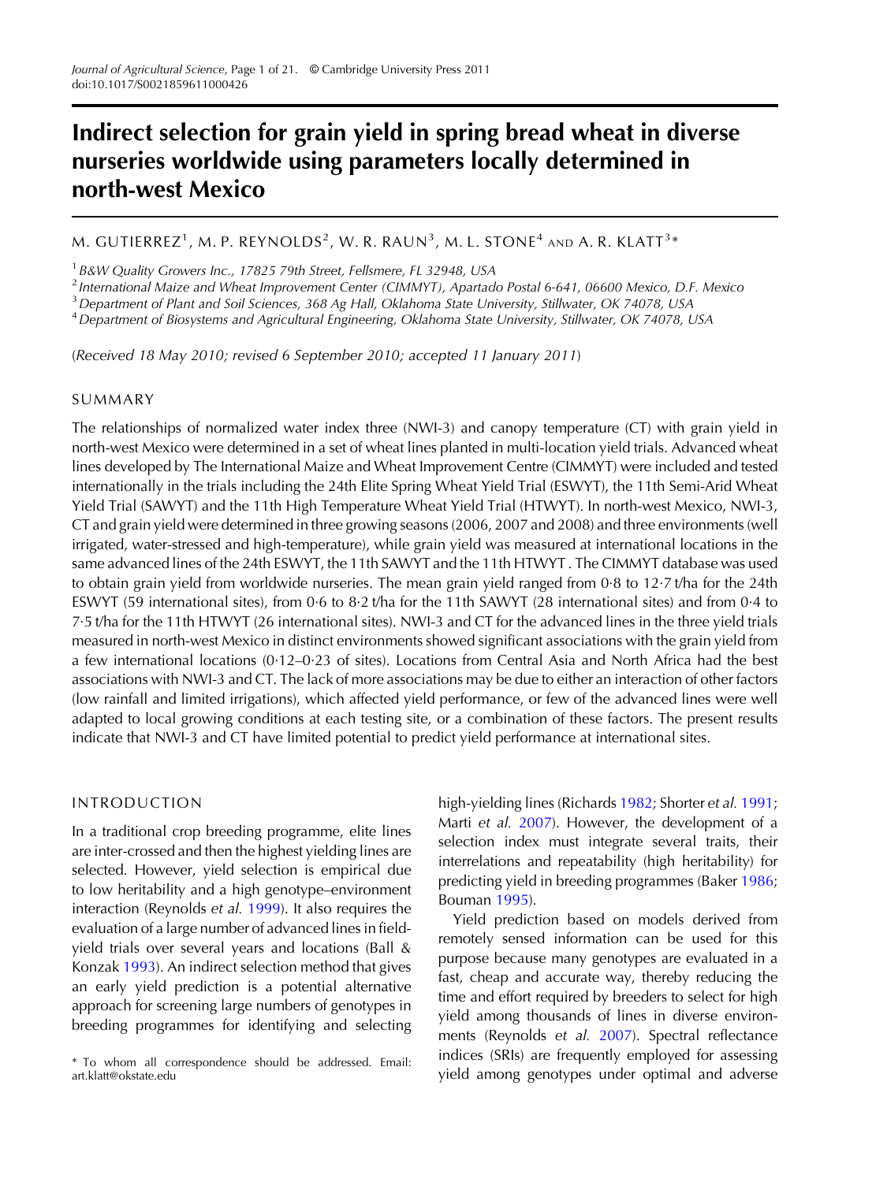# Indirect selection for grain yield in spring bread wheat in diverse nurseries worldwide using parameters locally determined in north-west Mexico

M. GUTIERREZ[1], M. P. REYNOLDS[2], W. R. RAUN[3], M. L. STONE[4] AND A. R. KLATT[3]*

[1] *B&W Quality Growers Inc., 17825 79th Street, Fellsmere, FL 32948, USA*

[2] *International Maize and Wheat Improvement Center (CIMMYT), Apartado Postal 6-641, 06600 Mexico, D.F. Mexico*

[3] *Department of Plant and Soil Sciences, 368 Ag Hall, Oklahoma State University, Stillwater, OK 74078, USA*

[4] *Department of Biosystems and Agricultural Engineering, Oklahoma State University, Stillwater, OK 74078, USA*

(*Received 18 May 2010; revised 6 September 2010; accepted 11 January 2011*)

## SUMMARY

The relationships of normalized water index three (NWI-3) and canopy temperature (CT) with grain yield in north-west Mexico were determined in a set of wheat lines planted in multi-location yield trials. Advanced wheat lines developed by The International Maize and Wheat Improvement Centre (CIMMYT) were included and tested internationally in the trials including the 24th Elite Spring Wheat Yield Trial (ESWYT), the 11th Semi-Arid Wheat Yield Trial (SAWYT) and the 11th High Temperature Wheat Yield Trial (HTWYT). In north-west Mexico, NWI-3, CT and grain yield were determined in three growing seasons (2006, 2007 and 2008) and three environments (well irrigated, water-stressed and high-temperature), while grain yield was measured at international locations in the same advanced lines of the 24th ESWYT, the 11th SAWYT and the 11th HTWYT. The CIMMYT database was used to obtain grain yield from worldwide nurseries. The mean grain yield ranged from 0·8 to 12·7 t/ha for the 24th ESWYT (59 international sites), from 0·6 to 8·2 t/ha for the 11th SAWYT (28 international sites) and from 0·4 to 7·5 t/ha for the 11th HTWYT (26 international sites). NWI-3 and CT for the advanced lines in the three yield trials measured in north-west Mexico in distinct environments showed significant associations with the grain yield from a few international locations (0·12–0·23 of sites). Locations from Central Asia and North Africa had the best associations with NWI-3 and CT. The lack of more associations may be due to either an interaction of other factors (low rainfall and limited irrigations), which affected yield performance, or few of the advanced lines were well adapted to local growing conditions at each testing site, or a combination of these factors. The present results indicate that NWI-3 and CT have limited potential to predict yield performance at international sites.

## INTRODUCTION

In a traditional crop breeding programme, elite lines are inter-crossed and then the highest yielding lines are selected. However, yield selection is empirical due to low heritability and a high genotype–environment interaction (Reynolds *et al.* 1999). It also requires the evaluation of a large number of advanced lines in field-yield trials over several years and locations (Ball & Konzak 1993). An indirect selection method that gives an early yield prediction is a potential alternative approach for screening large numbers of genotypes in breeding programmes for identifying and selecting high-yielding lines (Richards 1982; Shorter *et al.* 1991; Marti *et al.* 2007). However, the development of a selection index must integrate several traits, their interrelations and repeatability (high heritability) for predicting yield in breeding programmes (Baker 1986; Bouman 1995).

Yield prediction based on models derived from remotely sensed information can be used for this purpose because many genotypes are evaluated in a fast, cheap and accurate way, thereby reducing the time and effort required by breeders to select for high yield among thousands of lines in diverse environments (Reynolds *et al.* 2007). Spectral reflectance indices (SRIs) are frequently employed for assessing yield among genotypes under optimal and adverse

\* To whom all correspondence should be addressed. Email: art.klatt@okstate.edu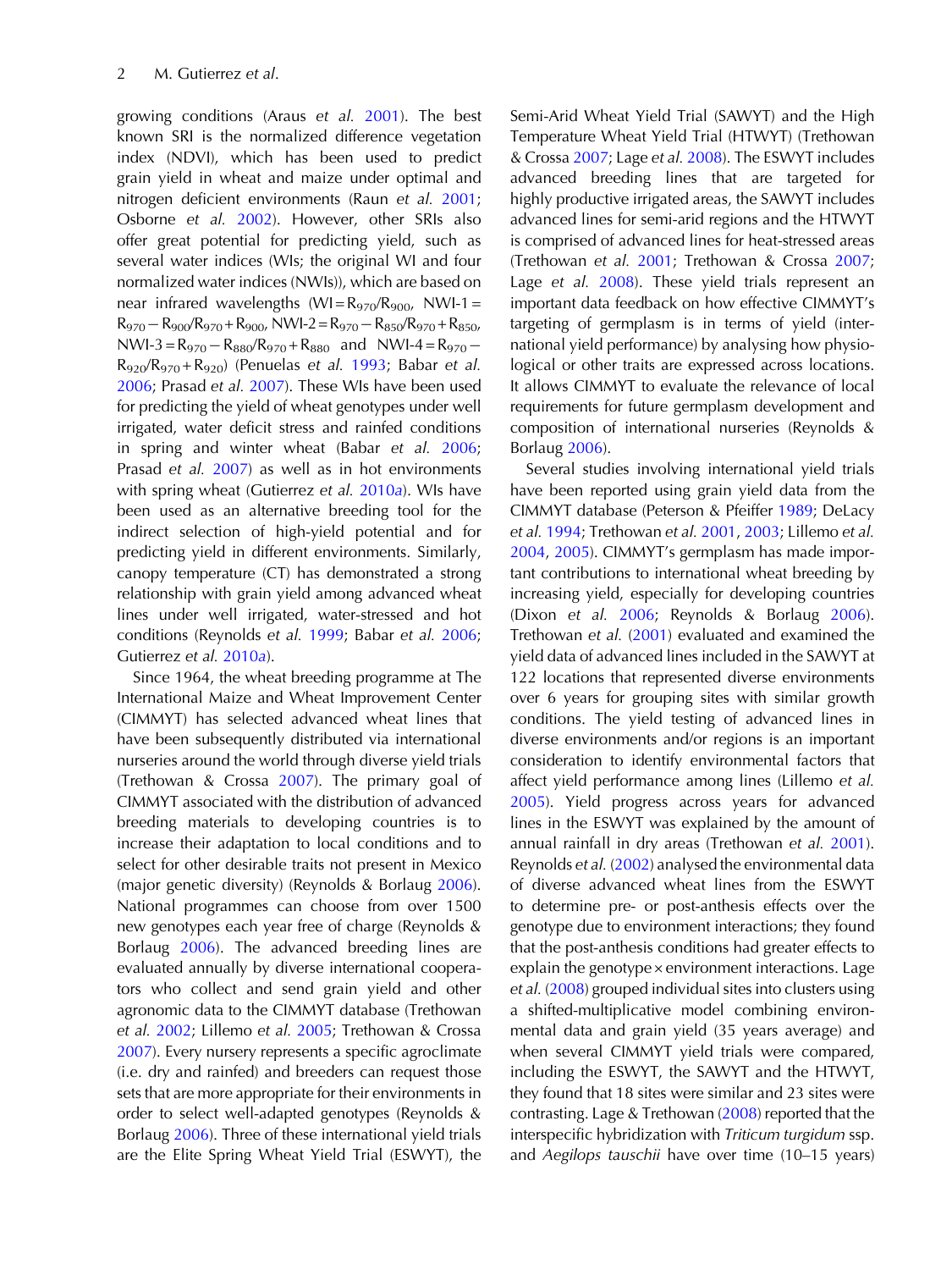growing conditions (Araus *et al.* 2001). The best known SRI is the normalized difference vegetation index (NDVI), which has been used to predict grain yield in wheat and maize under optimal and nitrogen deficient environments (Raun *et al.* 2001; Osborne *et al.* 2002). However, other SRIs also offer great potential for predicting yield, such as several water indices (WIs; the original WI and four normalized water indices (NWIs)), which are based on near infrared wavelengths ($WI = R_{970}/R_{900}$, $NWI\text{-}1 = R_{970} - R_{900}/R_{970} + R_{900}$, $NWI\text{-}2 = R_{970} - R_{850}/R_{970} + R_{850}$, $NWI\text{-}3 = R_{970} - R_{880}/R_{970} + R_{880}$ and $NWI\text{-}4 = R_{970} - R_{920}/R_{970} + R_{920}$) (Penuelas *et al.* 1993; Babar *et al.* 2006; Prasad *et al.* 2007). These WIs have been used for predicting the yield of wheat genotypes under well irrigated, water deficit stress and rainfed conditions in spring and winter wheat (Babar *et al.* 2006; Prasad *et al.* 2007) as well as in hot environments with spring wheat (Gutierrez *et al.* 2010*a*). WIs have been used as an alternative breeding tool for the indirect selection of high-yield potential and for predicting yield in different environments. Similarly, canopy temperature (CT) has demonstrated a strong relationship with grain yield among advanced wheat lines under well irrigated, water-stressed and hot conditions (Reynolds *et al.* 1999; Babar *et al.* 2006; Gutierrez *et al.* 2010*a*).

Since 1964, the wheat breeding programme at The International Maize and Wheat Improvement Center (CIMMYT) has selected advanced wheat lines that have been subsequently distributed via international nurseries around the world through diverse yield trials (Trethowan & Crossa 2007). The primary goal of CIMMYT associated with the distribution of advanced breeding materials to developing countries is to increase their adaptation to local conditions and to select for other desirable traits not present in Mexico (major genetic diversity) (Reynolds & Borlaug 2006). National programmes can choose from over 1500 new genotypes each year free of charge (Reynolds & Borlaug 2006). The advanced breeding lines are evaluated annually by diverse international cooperators who collect and send grain yield and other agronomic data to the CIMMYT database (Trethowan *et al.* 2002; Lillemo *et al.* 2005; Trethowan & Crossa 2007). Every nursery represents a specific agroclimate (i.e. dry and rainfed) and breeders can request those sets that are more appropriate for their environments in order to select well-adapted genotypes (Reynolds & Borlaug 2006). Three of these international yield trials are the Elite Spring Wheat Yield Trial (ESWYT), the Semi-Arid Wheat Yield Trial (SAWYT) and the High Temperature Wheat Yield Trial (HTWYT) (Trethowan & Crossa 2007; Lage *et al.* 2008). The ESWYT includes advanced breeding lines that are targeted for highly productive irrigated areas, the SAWYT includes advanced lines for semi-arid regions and the HTWYT is comprised of advanced lines for heat-stressed areas (Trethowan *et al.* 2001; Trethowan & Crossa 2007; Lage *et al.* 2008). These yield trials represent an important data feedback on how effective CIMMYT's targeting of germplasm is in terms of yield (international yield performance) by analysing how physiological or other traits are expressed across locations. It allows CIMMYT to evaluate the relevance of local requirements for future germplasm development and composition of international nurseries (Reynolds & Borlaug 2006).

Several studies involving international yield trials have been reported using grain yield data from the CIMMYT database (Peterson & Pfeiffer 1989; DeLacy *et al.* 1994; Trethowan *et al.* 2001, 2003; Lillemo *et al.* 2004, 2005). CIMMYT's germplasm has made important contributions to international wheat breeding by increasing yield, especially for developing countries (Dixon *et al.* 2006; Reynolds & Borlaug 2006). Trethowan *et al.* (2001) evaluated and examined the yield data of advanced lines included in the SAWYT at 122 locations that represented diverse environments over 6 years for grouping sites with similar growth conditions. The yield testing of advanced lines in diverse environments and/or regions is an important consideration to identify environmental factors that affect yield performance among lines (Lillemo *et al.* 2005). Yield progress across years for advanced lines in the ESWYT was explained by the amount of annual rainfall in dry areas (Trethowan *et al.* 2001). Reynolds *et al.* (2002) analysed the environmental data of diverse advanced wheat lines from the ESWYT to determine pre- or post-anthesis effects over the genotype due to environment interactions; they found that the post-anthesis conditions had greater effects to explain the genotype × environment interactions. Lage *et al.* (2008) grouped individual sites into clusters using a shifted-multiplicative model combining environmental data and grain yield (35 years average) and when several CIMMYT yield trials were compared, including the ESWYT, the SAWYT and the HTWYT, they found that 18 sites were similar and 23 sites were contrasting. Lage & Trethowan (2008) reported that the interspecific hybridization with *Triticum turgidum* ssp. and *Aegilops tauschii* have over time (10–15 years)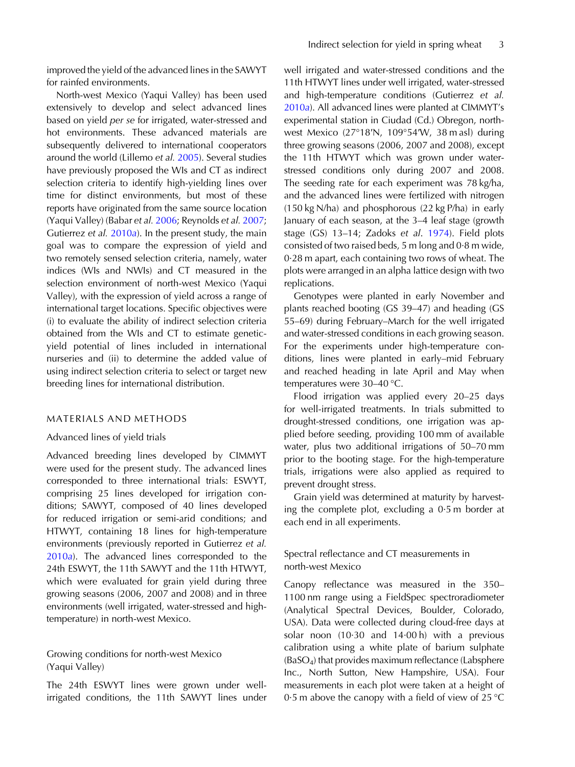improved the yield of the advanced lines in the SAWYT for rainfed environments.

North-west Mexico (Yaqui Valley) has been used extensively to develop and select advanced lines based on yield *per se* for irrigated, water-stressed and hot environments. These advanced materials are subsequently delivered to international cooperators around the world (Lillemo *et al.* 2005). Several studies have previously proposed the WIs and CT as indirect selection criteria to identify high-yielding lines over time for distinct environments, but most of these reports have originated from the same source location (Yaqui Valley) (Babar *et al.* 2006; Reynolds *et al.* 2007; Gutierrez *et al.* 2010*a*). In the present study, the main goal was to compare the expression of yield and two remotely sensed selection criteria, namely, water indices (WIs and NWIs) and CT measured in the selection environment of north-west Mexico (Yaqui Valley), with the expression of yield across a range of international target locations. Specific objectives were (i) to evaluate the ability of indirect selection criteria obtained from the WIs and CT to estimate genetic-yield potential of lines included in international nurseries and (ii) to determine the added value of using indirect selection criteria to select or target new breeding lines for international distribution.

## MATERIALS AND METHODS

### Advanced lines of yield trials

Advanced breeding lines developed by CIMMYT were used for the present study. The advanced lines corresponded to three international trials: ESWYT, comprising 25 lines developed for irrigation conditions; SAWYT, composed of 40 lines developed for reduced irrigation or semi-arid conditions; and HTWYT, containing 18 lines for high-temperature environments (previously reported in Gutierrez *et al.* 2010*a*). The advanced lines corresponded to the 24th ESWYT, the 11th SAWYT and the 11th HTWYT, which were evaluated for grain yield during three growing seasons (2006, 2007 and 2008) and in three environments (well irrigated, water-stressed and high-temperature) in north-west Mexico.

### Growing conditions for north-west Mexico (Yaqui Valley)

The 24th ESWYT lines were grown under well-irrigated conditions, the 11th SAWYT lines under well irrigated and water-stressed conditions and the 11th HTWYT lines under well irrigated, water-stressed and high-temperature conditions (Gutierrez *et al.* 2010*a*). All advanced lines were planted at CIMMYT's experimental station in Ciudad (Cd.) Obregon, north-west Mexico (27°18′N, 109°54′W, 38 m asl) during three growing seasons (2006, 2007 and 2008), except the 11th HTWYT which was grown under water-stressed conditions only during 2007 and 2008. The seeding rate for each experiment was 78 kg/ha, and the advanced lines were fertilized with nitrogen (150 kg N/ha) and phosphorous (22 kg P/ha) in early January of each season, at the 3–4 leaf stage (growth stage (GS) 13–14; Zadoks *et al*. 1974). Field plots consisted of two raised beds, 5 m long and 0·8 m wide, 0·28 m apart, each containing two rows of wheat. The plots were arranged in an alpha lattice design with two replications.

Genotypes were planted in early November and plants reached booting (GS 39–47) and heading (GS 55–69) during February–March for the well irrigated and water-stressed conditions in each growing season. For the experiments under high-temperature conditions, lines were planted in early–mid February and reached heading in late April and May when temperatures were 30–40 °C.

Flood irrigation was applied every 20–25 days for well-irrigated treatments. In trials submitted to drought-stressed conditions, one irrigation was applied before seeding, providing 100 mm of available water, plus two additional irrigations of 50–70 mm prior to the booting stage. For the high-temperature trials, irrigations were also applied as required to prevent drought stress.

Grain yield was determined at maturity by harvesting the complete plot, excluding a 0·5 m border at each end in all experiments.

### Spectral reflectance and CT measurements in north-west Mexico

Canopy reflectance was measured in the 350–1100 nm range using a FieldSpec spectroradiometer (Analytical Spectral Devices, Boulder, Colorado, USA). Data were collected during cloud-free days at solar noon (10·30 and 14·00 h) with a previous calibration using a white plate of barium sulphate ($BaSO_4$) that provides maximum reflectance (Labsphere Inc., North Sutton, New Hampshire, USA). Four measurements in each plot were taken at a height of 0·5 m above the canopy with a field of view of 25 °C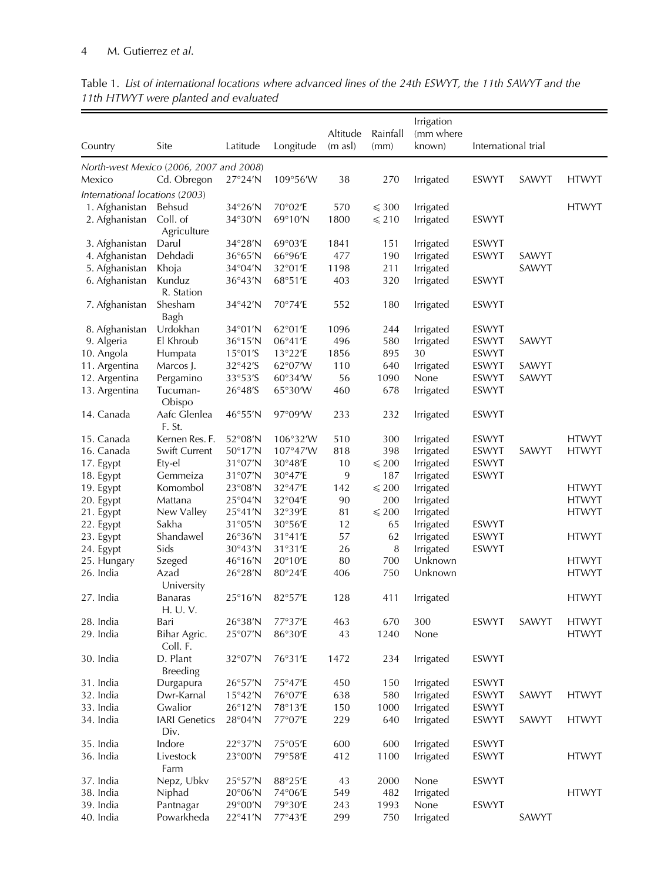Table 1. *List of international locations where advanced lines of the 24th ESWYT, the 11th SAWYT and the 11th HTWYT were planted and evaluated*

| Country | Site | Latitude | Longitude | Altitude (m asl) | Rainfall (mm) | Irrigation (mm where known) | International trial | | |
|---|---|---|---|---|---|---|---|---|---|
| *North-west Mexico (2006, 2007 and 2008)* | | | | | | | | | |
| Mexico | Cd. Obregon | 27°24′N | 109°56′W | 38 | 270 | Irrigated | ESWYT | SAWYT | HTWYT |
| *International locations (2003)* | | | | | | | | | |
| 1. Afghanistan | Behsud | 34°26′N | 70°02′E | 570 | ⩽ 300 | Irrigated | | | HTWYT |
| 2. Afghanistan | Coll. of Agriculture | 34°30′N | 69°10′N | 1800 | ⩽ 210 | Irrigated | ESWYT | | |
| 3. Afghanistan | Darul | 34°28′N | 69°03′E | 1841 | 151 | Irrigated | ESWYT | | |
| 4. Afghanistan | Dehdadi | 36°65′N | 66°96′E | 477 | 190 | Irrigated | ESWYT | SAWYT | |
| 5. Afghanistan | Khoja | 34°04′N | 32°01′E | 1198 | 211 | Irrigated | | SAWYT | |
| 6. Afghanistan | Kunduz R. Station | 36°43′N | 68°51′E | 403 | 320 | Irrigated | ESWYT | | |
| 7. Afghanistan | Shesham Bagh | 34°42′N | 70°74′E | 552 | 180 | Irrigated | ESWYT | | |
| 8. Afghanistan | Urdokhan | 34°01′N | 62°01′E | 1096 | 244 | Irrigated | ESWYT | | |
| 9. Algeria | El Khroub | 36°15′N | 06°41′E | 496 | 580 | Irrigated | ESWYT | SAWYT | |
| 10. Angola | Humpata | 15°01′S | 13°22′E | 1856 | 895 | 30 | ESWYT | | |
| 11. Argentina | Marcos J. | 32°42′S | 62°07′W | 110 | 640 | Irrigated | ESWYT | SAWYT | |
| 12. Argentina | Pergamino | 33°53′S | 60°34′W | 56 | 1090 | None | ESWYT | SAWYT | |
| 13. Argentina | Tucuman-Obispo | 26°48′S | 65°30′W | 460 | 678 | Irrigated | ESWYT | | |
| 14. Canada | Aafc Glenlea F. St. | 46°55′N | 97°09′W | 233 | 232 | Irrigated | ESWYT | | |
| 15. Canada | Kernen Res. F. | 52°08′N | 106°32′W | 510 | 300 | Irrigated | ESWYT | | HTWYT |
| 16. Canada | Swift Current | 50°17′N | 107°47′W | 818 | 398 | Irrigated | ESWYT | SAWYT | HTWYT |
| 17. Egypt | Ety-el | 31°07′N | 30°48′E | 10 | ⩽ 200 | Irrigated | ESWYT | | |
| 18. Egypt | Gemmeiza | 31°07′N | 30°47′E | 9 | 187 | Irrigated | ESWYT | | |
| 19. Egypt | Komombol | 23°08′N | 32°47′E | 142 | ⩽ 200 | Irrigated | | | HTWYT |
| 20. Egypt | Mattana | 25°04′N | 32°04′E | 90 | 200 | Irrigated | | | HTWYT |
| 21. Egypt | New Valley | 25°41′N | 32°39′E | 81 | ⩽ 200 | Irrigated | | | HTWYT |
| 22. Egypt | Sakha | 31°05′N | 30°56′E | 12 | 65 | Irrigated | ESWYT | | |
| 23. Egypt | Shandawel | 26°36′N | 31°41′E | 57 | 62 | Irrigated | ESWYT | | HTWYT |
| 24. Egypt | Sids | 30°43′N | 31°31′E | 26 | 8 | Irrigated | ESWYT | | |
| 25. Hungary | Szeged | 46°16′N | 20°10′E | 80 | 700 | Unknown | | | HTWYT |
| 26. India | Azad University | 26°28′N | 80°24′E | 406 | 750 | Unknown | | | HTWYT |
| 27. India | Banaras H. U. V. | 25°16′N | 82°57′E | 128 | 411 | Irrigated | | | HTWYT |
| 28. India | Bari | 26°38′N | 77°37′E | 463 | 670 | 300 | ESWYT | SAWYT | HTWYT |
| 29. India | Bihar Agric. Coll. F. | 25°07′N | 86°30′E | 43 | 1240 | None | | | HTWYT |
| 30. India | D. Plant Breeding | 32°07′N | 76°31′E | 1472 | 234 | Irrigated | ESWYT | | |
| 31. India | Durgapura | 26°57′N | 75°47′E | 450 | 150 | Irrigated | ESWYT | | |
| 32. India | Dwr-Karnal | 15°42′N | 76°07′E | 638 | 580 | Irrigated | ESWYT | SAWYT | HTWYT |
| 33. India | Gwalior | 26°12′N | 78°13′E | 150 | 1000 | Irrigated | ESWYT | | |
| 34. India | IARI Genetics Div. | 28°04′N | 77°07′E | 229 | 640 | Irrigated | ESWYT | SAWYT | HTWYT |
| 35. India | Indore | 22°37′N | 75°05′E | 600 | 600 | Irrigated | ESWYT | | |
| 36. India | Livestock Farm | 23°00′N | 79°58′E | 412 | 1100 | Irrigated | ESWYT | | HTWYT |
| 37. India | Nepz, Ubkv | 25°57′N | 88°25′E | 43 | 2000 | None | ESWYT | | |
| 38. India | Niphad | 20°06′N | 74°06′E | 549 | 482 | Irrigated | | | HTWYT |
| 39. India | Pantnagar | 29°00′N | 79°30′E | 243 | 1993 | None | ESWYT | | |
| 40. India | Powarkheda | 22°41′N | 77°43′E | 299 | 750 | Irrigated | | SAWYT | |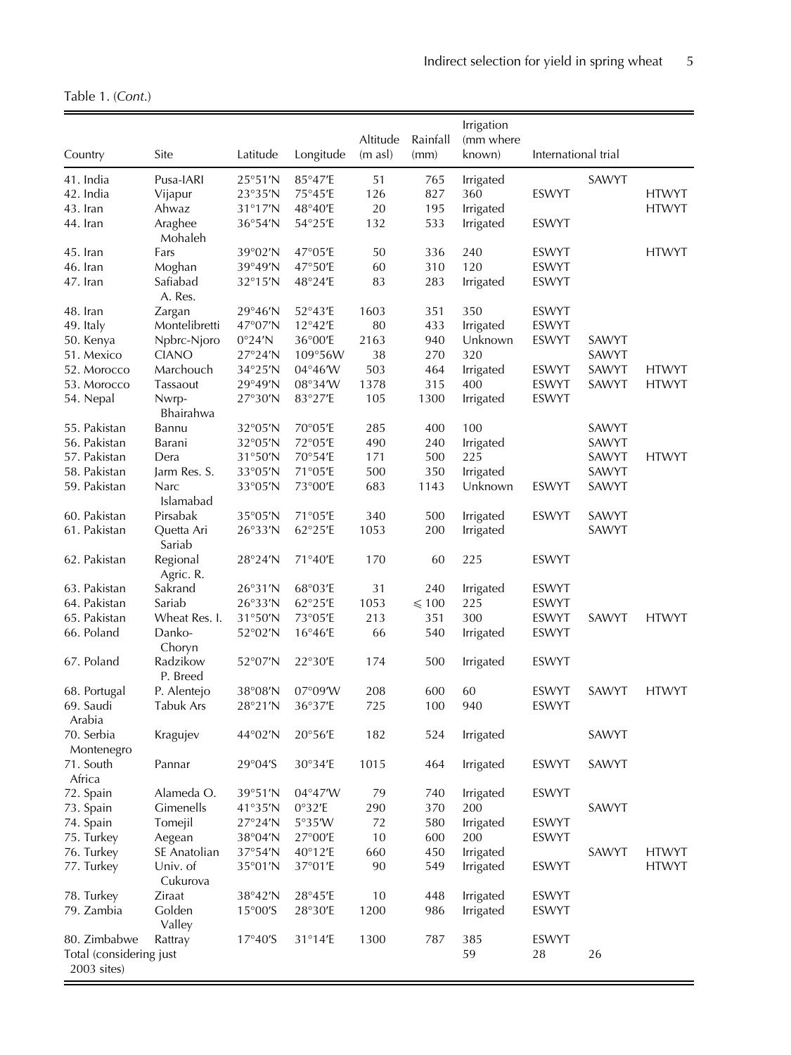Table 1. (*Cont.*)

| Country | Site | Latitude | Longitude | Altitude (m asl) | Rainfall (mm) | Irrigation (mm where known) | International trial | | |
|---|---|---|---|---|---|---|---|---|---|
| 41. India | Pusa-IARI | 25°51′N | 85°47′E | 51 | 765 | Irrigated | | SAWYT | |
| 42. India | Vijapur | 23°35′N | 75°45′E | 126 | 827 | 360 | ESWYT | | HTWYT |
| 43. Iran | Ahwaz | 31°17′N | 48°40′E | 20 | 195 | Irrigated | | | HTWYT |
| 44. Iran | Araghee Mohaleh | 36°54′N | 54°25′E | 132 | 533 | Irrigated | ESWYT | | |
| 45. Iran | Fars | 39°02′N | 47°05′E | 50 | 336 | 240 | ESWYT | | HTWYT |
| 46. Iran | Moghan | 39°49′N | 47°50′E | 60 | 310 | 120 | ESWYT | | |
| 47. Iran | Safiabad A. Res. | 32°15′N | 48°24′E | 83 | 283 | Irrigated | ESWYT | | |
| 48. Iran | Zargan | 29°46′N | 52°43′E | 1603 | 351 | 350 | ESWYT | | |
| 49. Italy | Montelibretti | 47°07′N | 12°42′E | 80 | 433 | Irrigated | ESWYT | | |
| 50. Kenya | Npbrc-Njoro | 0°24′N | 36°00′E | 2163 | 940 | Unknown | ESWYT | SAWYT | |
| 51. Mexico | CIANO | 27°24′N | 109°56W | 38 | 270 | 320 | | SAWYT | |
| 52. Morocco | Marchouch | 34°25′N | 04°46′W | 503 | 464 | Irrigated | ESWYT | SAWYT | HTWYT |
| 53. Morocco | Tassaout | 29°49′N | 08°34′W | 1378 | 315 | 400 | ESWYT | SAWYT | HTWYT |
| 54. Nepal | Nwrp-Bhairahwa | 27°30′N | 83°27′E | 105 | 1300 | Irrigated | ESWYT | | |
| 55. Pakistan | Bannu | 32°05′N | 70°05′E | 285 | 400 | 100 | | SAWYT | |
| 56. Pakistan | Barani | 32°05′N | 72°05′E | 490 | 240 | Irrigated | | SAWYT | |
| 57. Pakistan | Dera | 31°50′N | 70°54′E | 171 | 500 | 225 | | SAWYT | HTWYT |
| 58. Pakistan | Jarm Res. S. | 33°05′N | 71°05′E | 500 | 350 | Irrigated | | SAWYT | |
| 59. Pakistan | Narc Islamabad | 33°05′N | 73°00′E | 683 | 1143 | Unknown | ESWYT | SAWYT | |
| 60. Pakistan | Pirsabak | 35°05′N | 71°05′E | 340 | 500 | Irrigated | ESWYT | SAWYT | |
| 61. Pakistan | Quetta Ari Sariab | 26°33′N | 62°25′E | 1053 | 200 | Irrigated | | SAWYT | |
| 62. Pakistan | Regional Agric. R. | 28°24′N | 71°40′E | 170 | 60 | 225 | ESWYT | | |
| 63. Pakistan | Sakrand | 26°31′N | 68°03′E | 31 | 240 | Irrigated | ESWYT | | |
| 64. Pakistan | Sariab | 26°33′N | 62°25′E | 1053 | ⩽ 100 | 225 | ESWYT | | |
| 65. Pakistan | Wheat Res. I. | 31°50′N | 73°05′E | 213 | 351 | 300 | ESWYT | SAWYT | HTWYT |
| 66. Poland | Danko-Choryn | 52°02′N | 16°46′E | 66 | 540 | Irrigated | ESWYT | | |
| 67. Poland | Radzikow P. Breed | 52°07′N | 22°30′E | 174 | 500 | Irrigated | ESWYT | | |
| 68. Portugal | P. Alentejo | 38°08′N | 07°09′W | 208 | 600 | 60 | ESWYT | SAWYT | HTWYT |
| 69. Saudi Arabia | Tabuk Ars | 28°21′N | 36°37′E | 725 | 100 | 940 | ESWYT | | |
| 70. Serbia Montenegro | Kragujev | 44°02′N | 20°56′E | 182 | 524 | Irrigated | | SAWYT | |
| 71. South Africa | Pannar | 29°04′S | 30°34′E | 1015 | 464 | Irrigated | ESWYT | SAWYT | |
| 72. Spain | Alameda O. | 39°51′N | 04°47′W | 79 | 740 | Irrigated | ESWYT | | |
| 73. Spain | Gimenells | 41°35′N | 0°32′E | 290 | 370 | 200 | | SAWYT | |
| 74. Spain | Tomejil | 27°24′N | 5°35′W | 72 | 580 | Irrigated | ESWYT | | |
| 75. Turkey | Aegean | 38°04′N | 27°00′E | 10 | 600 | 200 | ESWYT | | |
| 76. Turkey | SE Anatolian | 37°54′N | 40°12′E | 660 | 450 | Irrigated | | SAWYT | HTWYT |
| 77. Turkey | Univ. of Cukurova | 35°01′N | 37°01′E | 90 | 549 | Irrigated | ESWYT | | HTWYT |
| 78. Turkey | Ziraat | 38°42′N | 28°45′E | 10 | 448 | Irrigated | ESWYT | | |
| 79. Zambia | Golden Valley | 15°00′S | 28°30′E | 1200 | 986 | Irrigated | ESWYT | | |
| 80. Zimbabwe | Rattray | 17°40′S | 31°14′E | 1300 | 787 | 385 | ESWYT | | |
| Total (considering just 2003 sites) | | | | | | 59 | 28 | 26 | |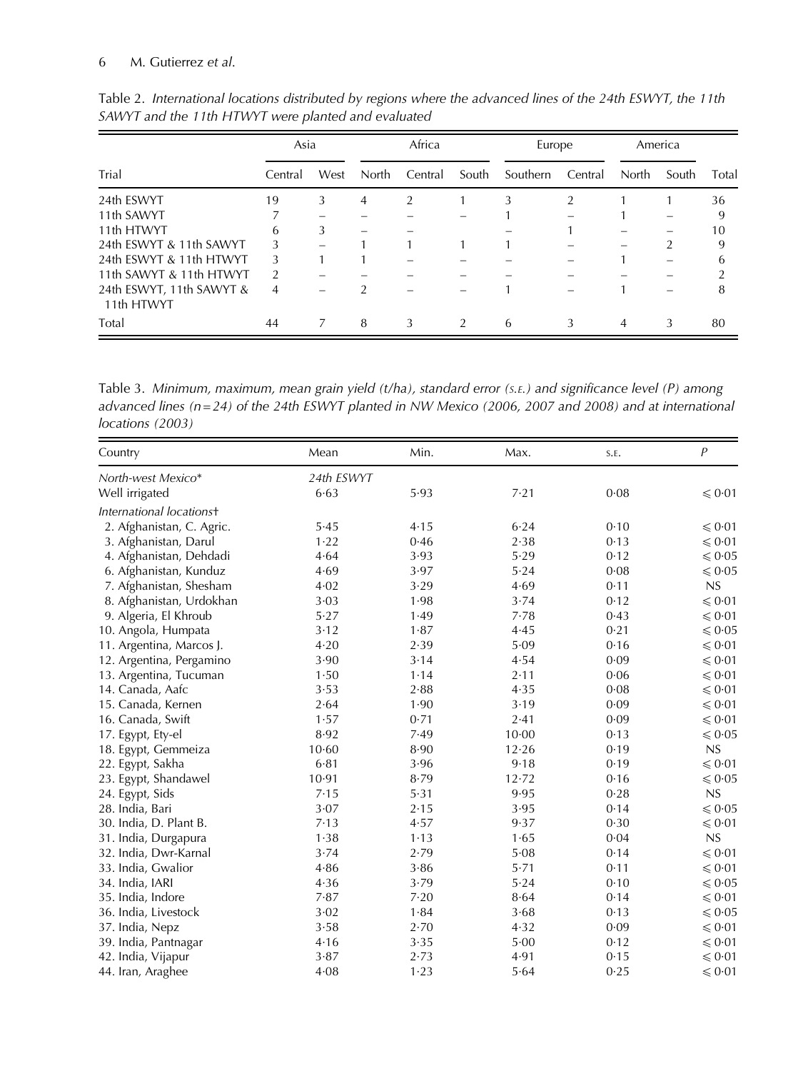Table 2. *International locations distributed by regions where the advanced lines of the 24th ESWYT, the 11th SAWYT and the 11th HTWYT were planted and evaluated*

| | Asia | | Africa | | | Europe | | America | | |
|---|---|---|---|---|---|---|---|---|---|---|
| Trial | Central | West | North | Central | South | Southern | Central | North | South | Total |
| 24th ESWYT | 19 | 3 | 4 | 2 | 1 | 3 | 2 | 1 | 1 | 36 |
| 11th SAWYT | 7 | – | – | – | – | 1 | – | 1 | – | 9 |
| 11th HTWYT | 6 | 3 | – | – | | – | 1 | – | – | 10 |
| 24th ESWYT & 11th SAWYT | 3 | – | 1 | 1 | 1 | 1 | – | – | 2 | 9 |
| 24th ESWYT & 11th HTWYT | 3 | 1 | 1 | – | – | – | – | 1 | – | 6 |
| 11th SAWYT & 11th HTWYT | 2 | – | – | – | – | – | – | – | – | 2 |
| 24th ESWYT, 11th SAWYT & 11th HTWYT | 4 | – | 2 | – | – | 1 | – | 1 | – | 8 |
| Total | 44 | 7 | 8 | 3 | 2 | 6 | 3 | 4 | 3 | 80 |

Table 3. *Minimum, maximum, mean grain yield (t/ha), standard error (S.E.) and significance level (P) among advanced lines (n=24) of the 24th ESWYT planted in NW Mexico (2006, 2007 and 2008) and at international locations (2003)*

| Country | Mean | Min. | Max. | S.E. | *P* |
|---|---|---|---|---|---|
| *North-west Mexico** | *24th ESWYT* | | | | |
| Well irrigated | 6·63 | 5·93 | 7·21 | 0·08 | ⩽ 0·01 |
| *International locations†* | | | | | |
| 2. Afghanistan, C. Agric. | 5·45 | 4·15 | 6·24 | 0·10 | ⩽ 0·01 |
| 3. Afghanistan, Darul | 1·22 | 0·46 | 2·38 | 0·13 | ⩽ 0·01 |
| 4. Afghanistan, Dehdadi | 4·64 | 3·93 | 5·29 | 0·12 | ⩽ 0·05 |
| 6. Afghanistan, Kunduz | 4·69 | 3·97 | 5·24 | 0·08 | ⩽ 0·05 |
| 7. Afghanistan, Shesham | 4·02 | 3·29 | 4·69 | 0·11 | NS |
| 8. Afghanistan, Urdokhan | 3·03 | 1·98 | 3·74 | 0·12 | ⩽ 0·01 |
| 9. Algeria, El Khroub | 5·27 | 1·49 | 7·78 | 0·43 | ⩽ 0·01 |
| 10. Angola, Humpata | 3·12 | 1·87 | 4·45 | 0·21 | ⩽ 0·05 |
| 11. Argentina, Marcos J. | 4·20 | 2·39 | 5·09 | 0·16 | ⩽ 0·01 |
| 12. Argentina, Pergamino | 3·90 | 3·14 | 4·54 | 0·09 | ⩽ 0·01 |
| 13. Argentina, Tucuman | 1·50 | 1·14 | 2·11 | 0·06 | ⩽ 0·01 |
| 14. Canada, Aafc | 3·53 | 2·88 | 4·35 | 0·08 | ⩽ 0·01 |
| 15. Canada, Kernen | 2·64 | 1·90 | 3·19 | 0·09 | ⩽ 0·01 |
| 16. Canada, Swift | 1·57 | 0·71 | 2·41 | 0·09 | ⩽ 0·01 |
| 17. Egypt, Ety-el | 8·92 | 7·49 | 10·00 | 0·13 | ⩽ 0·05 |
| 18. Egypt, Gemmeiza | 10·60 | 8·90 | 12·26 | 0·19 | NS |
| 22. Egypt, Sakha | 6·81 | 3·96 | 9·18 | 0·19 | ⩽ 0·01 |
| 23. Egypt, Shandawel | 10·91 | 8·79 | 12·72 | 0·16 | ⩽ 0·05 |
| 24. Egypt, Sids | 7·15 | 5·31 | 9·95 | 0·28 | NS |
| 28. India, Bari | 3·07 | 2·15 | 3·95 | 0·14 | ⩽ 0·05 |
| 30. India, D. Plant B. | 7·13 | 4·57 | 9·37 | 0·30 | ⩽ 0·01 |
| 31. India, Durgapura | 1·38 | 1·13 | 1·65 | 0·04 | NS |
| 32. India, Dwr-Karnal | 3·74 | 2·79 | 5·08 | 0·14 | ⩽ 0·01 |
| 33. India, Gwalior | 4·86 | 3·86 | 5·71 | 0·11 | ⩽ 0·01 |
| 34. India, IARI | 4·36 | 3·79 | 5·24 | 0·10 | ⩽ 0·05 |
| 35. India, Indore | 7·87 | 7·20 | 8·64 | 0·14 | ⩽ 0·01 |
| 36. India, Livestock | 3·02 | 1·84 | 3·68 | 0·13 | ⩽ 0·05 |
| 37. India, Nepz | 3·58 | 2·70 | 4·32 | 0·09 | ⩽ 0·01 |
| 39. India, Pantnagar | 4·16 | 3·35 | 5·00 | 0·12 | ⩽ 0·01 |
| 42. India, Vijapur | 3·87 | 2·73 | 4·91 | 0·15 | ⩽ 0·01 |
| 44. Iran, Araghee | 4·08 | 1·23 | 5·64 | 0·25 | ⩽ 0·01 |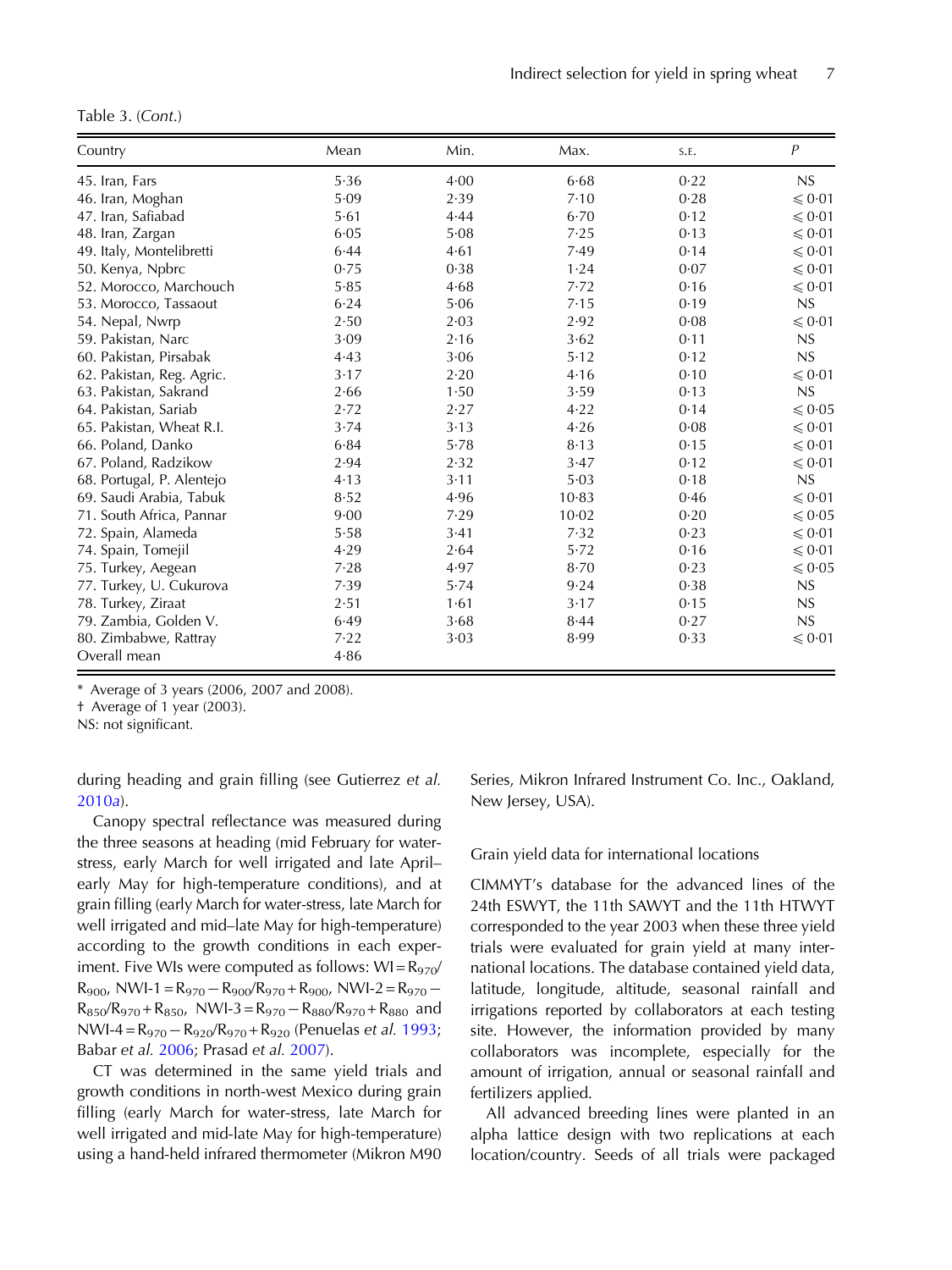Table 3. (*Cont.*)

| Country | Mean | Min. | Max. | S.E. | *P* |
|---|---|---|---|---|---|
| 45. Iran, Fars | 5·36 | 4·00 | 6·68 | 0·22 | NS |
| 46. Iran, Moghan | 5·09 | 2·39 | 7·10 | 0·28 | ⩽ 0·01 |
| 47. Iran, Safiabad | 5·61 | 4·44 | 6·70 | 0·12 | ⩽ 0·01 |
| 48. Iran, Zargan | 6·05 | 5·08 | 7·25 | 0·13 | ⩽ 0·01 |
| 49. Italy, Montelibretti | 6·44 | 4·61 | 7·49 | 0·14 | ⩽ 0·01 |
| 50. Kenya, Npbrc | 0·75 | 0·38 | 1·24 | 0·07 | ⩽ 0·01 |
| 52. Morocco, Marchouch | 5·85 | 4·68 | 7·72 | 0·16 | ⩽ 0·01 |
| 53. Morocco, Tassaout | 6·24 | 5·06 | 7·15 | 0·19 | NS |
| 54. Nepal, Nwrp | 2·50 | 2·03 | 2·92 | 0·08 | ⩽ 0·01 |
| 59. Pakistan, Narc | 3·09 | 2·16 | 3·62 | 0·11 | NS |
| 60. Pakistan, Pirsabak | 4·43 | 3·06 | 5·12 | 0·12 | NS |
| 62. Pakistan, Reg. Agric. | 3·17 | 2·20 | 4·16 | 0·10 | ⩽ 0·01 |
| 63. Pakistan, Sakrand | 2·66 | 1·50 | 3·59 | 0·13 | NS |
| 64. Pakistan, Sariab | 2·72 | 2·27 | 4·22 | 0·14 | ⩽ 0·05 |
| 65. Pakistan, Wheat R.I. | 3·74 | 3·13 | 4·26 | 0·08 | ⩽ 0·01 |
| 66. Poland, Danko | 6·84 | 5·78 | 8·13 | 0·15 | ⩽ 0·01 |
| 67. Poland, Radzikow | 2·94 | 2·32 | 3·47 | 0·12 | ⩽ 0·01 |
| 68. Portugal, P. Alentejo | 4·13 | 3·11 | 5·03 | 0·18 | NS |
| 69. Saudi Arabia, Tabuk | 8·52 | 4·96 | 10·83 | 0·46 | ⩽ 0·01 |
| 71. South Africa, Pannar | 9·00 | 7·29 | 10·02 | 0·20 | ⩽ 0·05 |
| 72. Spain, Alameda | 5·58 | 3·41 | 7·32 | 0·23 | ⩽ 0·01 |
| 74. Spain, Tomejil | 4·29 | 2·64 | 5·72 | 0·16 | ⩽ 0·01 |
| 75. Turkey, Aegean | 7·28 | 4·97 | 8·70 | 0·23 | ⩽ 0·05 |
| 77. Turkey, U. Cukurova | 7·39 | 5·74 | 9·24 | 0·38 | NS |
| 78. Turkey, Ziraat | 2·51 | 1·61 | 3·17 | 0·15 | NS |
| 79. Zambia, Golden V. | 6·49 | 3·68 | 8·44 | 0·27 | NS |
| 80. Zimbabwe, Rattray | 7·22 | 3·03 | 8·99 | 0·33 | ⩽ 0·01 |
| Overall mean | 4·86 | | | | |

\* Average of 3 years (2006, 2007 and 2008).

† Average of 1 year (2003).

NS: not significant.

during heading and grain filling (see Gutierrez *et al.* 2010*a*).

Canopy spectral reflectance was measured during the three seasons at heading (mid February for water-stress, early March for well irrigated and late April–early May for high-temperature conditions), and at grain filling (early March for water-stress, late March for well irrigated and mid–late May for high-temperature) according to the growth conditions in each experiment. Five WIs were computed as follows: $WI = R_{970}/R_{900}$, $NWI\text{-}1 = R_{970} - R_{900}/R_{970} + R_{900}$, $NWI\text{-}2 = R_{970} - R_{850}/R_{970} + R_{850}$, $NWI\text{-}3 = R_{970} - R_{880}/R_{970} + R_{880}$ and $NWI\text{-}4 = R_{970} - R_{920}/R_{970} + R_{920}$ (Penuelas *et al.* 1993; Babar *et al.* 2006; Prasad *et al.* 2007).

CT was determined in the same yield trials and growth conditions in north-west Mexico during grain filling (early March for water-stress, late March for well irrigated and mid-late May for high-temperature) using a hand-held infrared thermometer (Mikron M90 Series, Mikron Infrared Instrument Co. Inc., Oakland, New Jersey, USA).

### Grain yield data for international locations

CIMMYT's database for the advanced lines of the 24th ESWYT, the 11th SAWYT and the 11th HTWYT corresponded to the year 2003 when these three yield trials were evaluated for grain yield at many international locations. The database contained yield data, latitude, longitude, altitude, seasonal rainfall and irrigations reported by collaborators at each testing site. However, the information provided by many collaborators was incomplete, especially for the amount of irrigation, annual or seasonal rainfall and fertilizers applied.

All advanced breeding lines were planted in an alpha lattice design with two replications at each location/country. Seeds of all trials were packaged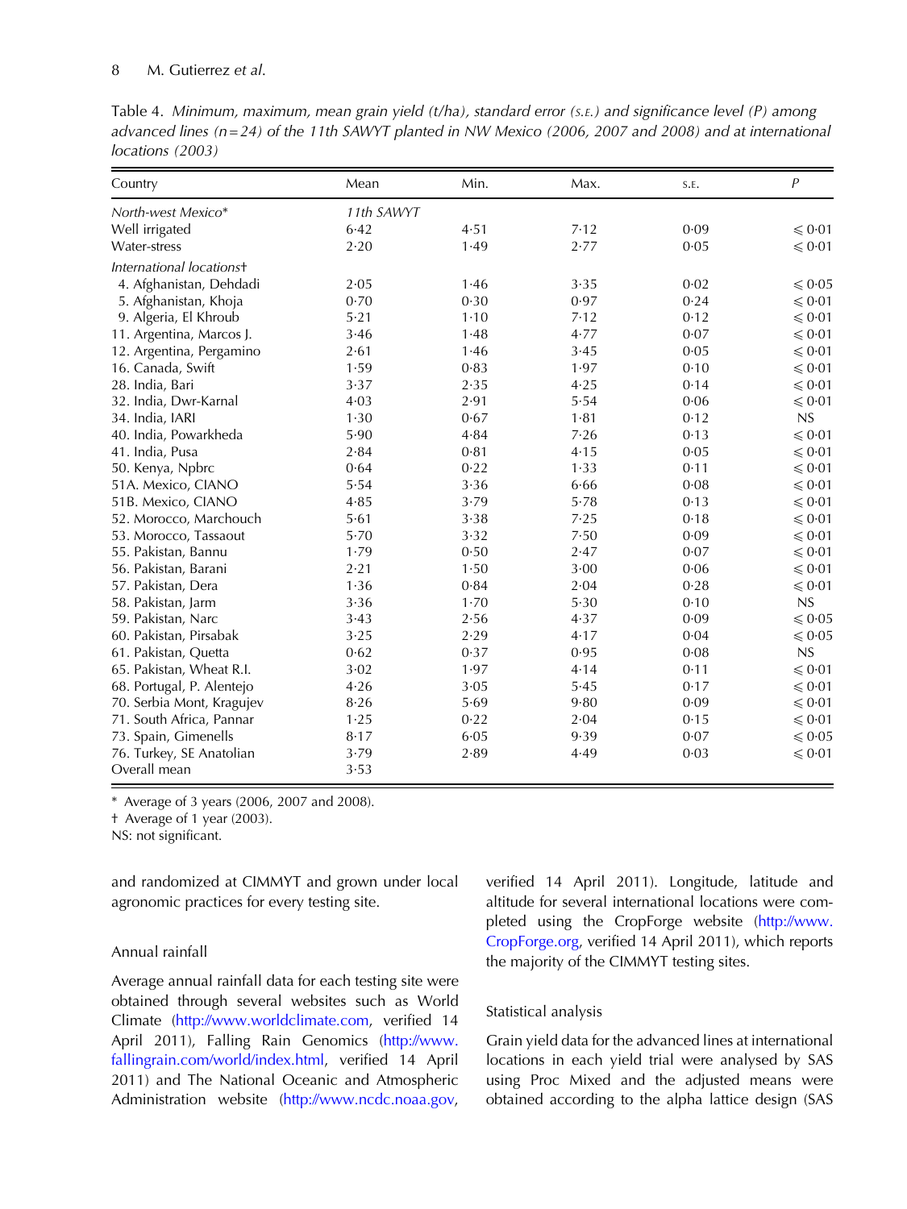Table 4. *Minimum, maximum, mean grain yield (t/ha), standard error (S.E.) and significance level (P) among advanced lines (n=24) of the 11th SAWYT planted in NW Mexico (2006, 2007 and 2008) and at international locations (2003)*

| Country | Mean | Min. | Max. | S.E. | *P* |
|---|---|---|---|---|---|
| *North-west Mexico\** | *11th SAWYT* | | | | |
| Well irrigated | 6·42 | 4·51 | 7·12 | 0·09 | ⩽ 0·01 |
| Water-stress | 2·20 | 1·49 | 2·77 | 0·05 | ⩽ 0·01 |
| *International locations†* | | | | | |
| 4. Afghanistan, Dehdadi | 2·05 | 1·46 | 3·35 | 0·02 | ⩽ 0·05 |
| 5. Afghanistan, Khoja | 0·70 | 0·30 | 0·97 | 0·24 | ⩽ 0·01 |
| 9. Algeria, El Khroub | 5·21 | 1·10 | 7·12 | 0·12 | ⩽ 0·01 |
| 11. Argentina, Marcos J. | 3·46 | 1·48 | 4·77 | 0·07 | ⩽ 0·01 |
| 12. Argentina, Pergamino | 2·61 | 1·46 | 3·45 | 0·05 | ⩽ 0·01 |
| 16. Canada, Swift | 1·59 | 0·83 | 1·97 | 0·10 | ⩽ 0·01 |
| 28. India, Bari | 3·37 | 2·35 | 4·25 | 0·14 | ⩽ 0·01 |
| 32. India, Dwr-Karnal | 4·03 | 2·91 | 5·54 | 0·06 | ⩽ 0·01 |
| 34. India, IARI | 1·30 | 0·67 | 1·81 | 0·12 | NS |
| 40. India, Powarkheda | 5·90 | 4·84 | 7·26 | 0·13 | ⩽ 0·01 |
| 41. India, Pusa | 2·84 | 0·81 | 4·15 | 0·05 | ⩽ 0·01 |
| 50. Kenya, Npbrc | 0·64 | 0·22 | 1·33 | 0·11 | ⩽ 0·01 |
| 51A. Mexico, CIANO | 5·54 | 3·36 | 6·66 | 0·08 | ⩽ 0·01 |
| 51B. Mexico, CIANO | 4·85 | 3·79 | 5·78 | 0·13 | ⩽ 0·01 |
| 52. Morocco, Marchouch | 5·61 | 3·38 | 7·25 | 0·18 | ⩽ 0·01 |
| 53. Morocco, Tassaout | 5·70 | 3·32 | 7·50 | 0·09 | ⩽ 0·01 |
| 55. Pakistan, Bannu | 1·79 | 0·50 | 2·47 | 0·07 | ⩽ 0·01 |
| 56. Pakistan, Barani | 2·21 | 1·50 | 3·00 | 0·06 | ⩽ 0·01 |
| 57. Pakistan, Dera | 1·36 | 0·84 | 2·04 | 0·28 | ⩽ 0·01 |
| 58. Pakistan, Jarm | 3·36 | 1·70 | 5·30 | 0·10 | NS |
| 59. Pakistan, Narc | 3·43 | 2·56 | 4·37 | 0·09 | ⩽ 0·05 |
| 60. Pakistan, Pirsabak | 3·25 | 2·29 | 4·17 | 0·04 | ⩽ 0·05 |
| 61. Pakistan, Quetta | 0·62 | 0·37 | 0·95 | 0·08 | NS |
| 65. Pakistan, Wheat R.I. | 3·02 | 1·97 | 4·14 | 0·11 | ⩽ 0·01 |
| 68. Portugal, P. Alentejo | 4·26 | 3·05 | 5·45 | 0·17 | ⩽ 0·01 |
| 70. Serbia Mont, Kragujev | 8·26 | 5·69 | 9·80 | 0·09 | ⩽ 0·01 |
| 71. South Africa, Pannar | 1·25 | 0·22 | 2·04 | 0·15 | ⩽ 0·01 |
| 73. Spain, Gimenells | 8·17 | 6·05 | 9·39 | 0·07 | ⩽ 0·05 |
| 76. Turkey, SE Anatolian | 3·79 | 2·89 | 4·49 | 0·03 | ⩽ 0·01 |
| Overall mean | 3·53 | | | | |

\* Average of 3 years (2006, 2007 and 2008).
† Average of 1 year (2003).
NS: not significant.

and randomized at CIMMYT and grown under local agronomic practices for every testing site.

### Annual rainfall

Average annual rainfall data for each testing site were obtained through several websites such as World Climate (http://www.worldclimate.com, verified 14 April 2011), Falling Rain Genomics (http://www.fallingrain.com/world/index.html, verified 14 April 2011) and The National Oceanic and Atmospheric Administration website (http://www.ncdc.noaa.gov, verified 14 April 2011). Longitude, latitude and altitude for several international locations were completed using the CropForge website (http://www.CropForge.org, verified 14 April 2011), which reports the majority of the CIMMYT testing sites.

### Statistical analysis

Grain yield data for the advanced lines at international locations in each yield trial were analysed by SAS using Proc Mixed and the adjusted means were obtained according to the alpha lattice design (SAS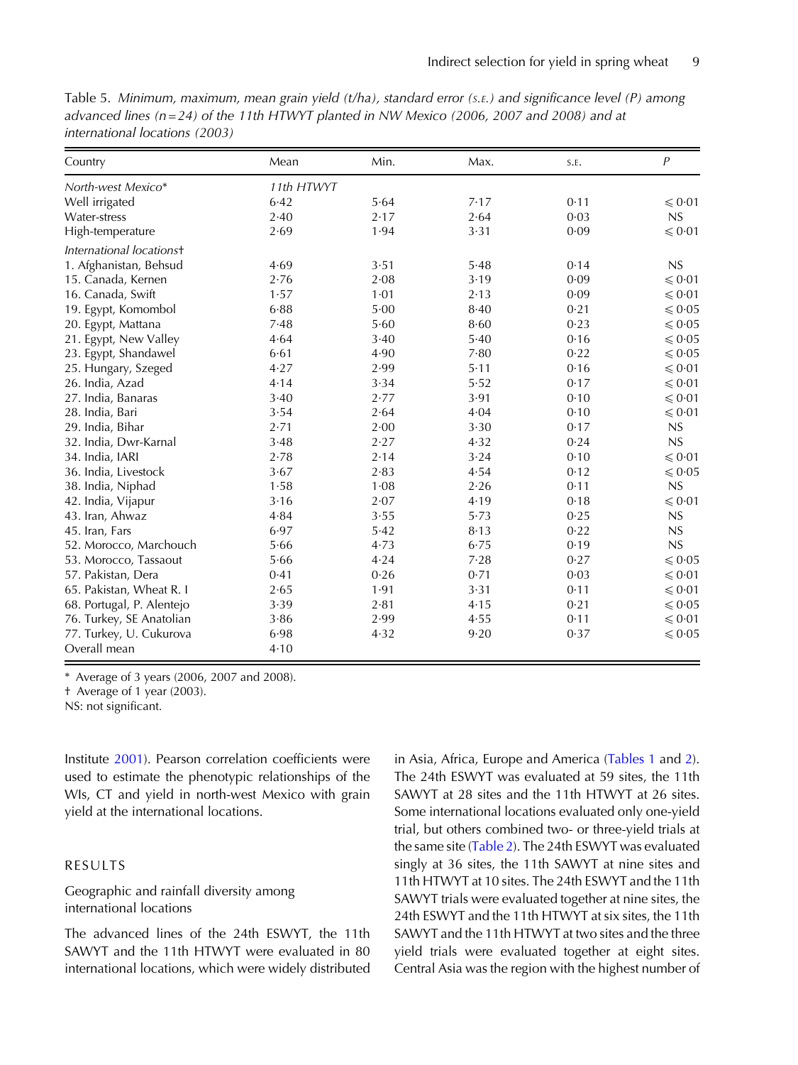Table 5. *Minimum, maximum, mean grain yield (t/ha), standard error (S.E.) and significance level (P) among advanced lines (n = 24) of the 11th HTWYT planted in NW Mexico (2006, 2007 and 2008) and at international locations (2003)*

| Country | Mean | Min. | Max. | S.E. | *P* |
|---|---|---|---|---|---|
| *North-west Mexico\** | *11th HTWYT* | | | | |
| Well irrigated | 6·42 | 5·64 | 7·17 | 0·11 | ⩽ 0·01 |
| Water-stress | 2·40 | 2·17 | 2·64 | 0·03 | NS |
| High-temperature | 2·69 | 1·94 | 3·31 | 0·09 | ⩽ 0·01 |
| *International locations†* | | | | | |
| 1. Afghanistan, Behsud | 4·69 | 3·51 | 5·48 | 0·14 | NS |
| 15. Canada, Kernen | 2·76 | 2·08 | 3·19 | 0·09 | ⩽ 0·01 |
| 16. Canada, Swift | 1·57 | 1·01 | 2·13 | 0·09 | ⩽ 0·01 |
| 19. Egypt, Komombol | 6·88 | 5·00 | 8·40 | 0·21 | ⩽ 0·05 |
| 20. Egypt, Mattana | 7·48 | 5·60 | 8·60 | 0·23 | ⩽ 0·05 |
| 21. Egypt, New Valley | 4·64 | 3·40 | 5·40 | 0·16 | ⩽ 0·05 |
| 23. Egypt, Shandawel | 6·61 | 4·90 | 7·80 | 0·22 | ⩽ 0·05 |
| 25. Hungary, Szeged | 4·27 | 2·99 | 5·11 | 0·16 | ⩽ 0·01 |
| 26. India, Azad | 4·14 | 3·34 | 5·52 | 0·17 | ⩽ 0·01 |
| 27. India, Banaras | 3·40 | 2·77 | 3·91 | 0·10 | ⩽ 0·01 |
| 28. India, Bari | 3·54 | 2·64 | 4·04 | 0·10 | ⩽ 0·01 |
| 29. India, Bihar | 2·71 | 2·00 | 3·30 | 0·17 | NS |
| 32. India, Dwr-Karnal | 3·48 | 2·27 | 4·32 | 0·24 | NS |
| 34. India, IARI | 2·78 | 2·14 | 3·24 | 0·10 | ⩽ 0·01 |
| 36. India, Livestock | 3·67 | 2·83 | 4·54 | 0·12 | ⩽ 0·05 |
| 38. India, Niphad | 1·58 | 1·08 | 2·26 | 0·11 | NS |
| 42. India, Vijapur | 3·16 | 2·07 | 4·19 | 0·18 | ⩽ 0·01 |
| 43. Iran, Ahwaz | 4·84 | 3·55 | 5·73 | 0·25 | NS |
| 45. Iran, Fars | 6·97 | 5·42 | 8·13 | 0·22 | NS |
| 52. Morocco, Marchouch | 5·66 | 4·73 | 6·75 | 0·19 | NS |
| 53. Morocco, Tassaout | 5·66 | 4·24 | 7·28 | 0·27 | ⩽ 0·05 |
| 57. Pakistan, Dera | 0·41 | 0·26 | 0·71 | 0·03 | ⩽ 0·01 |
| 65. Pakistan, Wheat R. I | 2·65 | 1·91 | 3·31 | 0·11 | ⩽ 0·01 |
| 68. Portugal, P. Alentejo | 3·39 | 2·81 | 4·15 | 0·21 | ⩽ 0·05 |
| 76. Turkey, SE Anatolian | 3·86 | 2·99 | 4·55 | 0·11 | ⩽ 0·01 |
| 77. Turkey, U. Cukurova | 6·98 | 4·32 | 9·20 | 0·37 | ⩽ 0·05 |
| Overall mean | 4·10 | | | | |

\* Average of 3 years (2006, 2007 and 2008).
† Average of 1 year (2003).
NS: not significant.

Institute 2001). Pearson correlation coefficients were used to estimate the phenotypic relationships of the WIs, CT and yield in north-west Mexico with grain yield at the international locations.

## RESULTS

### Geographic and rainfall diversity among international locations

The advanced lines of the 24th ESWYT, the 11th SAWYT and the 11th HTWYT were evaluated in 80 international locations, which were widely distributed in Asia, Africa, Europe and America (Tables 1 and 2). The 24th ESWYT was evaluated at 59 sites, the 11th SAWYT at 28 sites and the 11th HTWYT at 26 sites. Some international locations evaluated only one-yield trial, but others combined two- or three-yield trials at the same site (Table 2). The 24th ESWYT was evaluated singly at 36 sites, the 11th SAWYT at nine sites and 11th HTWYT at 10 sites. The 24th ESWYT and the 11th SAWYT trials were evaluated together at nine sites, the 24th ESWYT and the 11th HTWYT at six sites, the 11th SAWYT and the 11th HTWYT at two sites and the three yield trials were evaluated together at eight sites. Central Asia was the region with the highest number of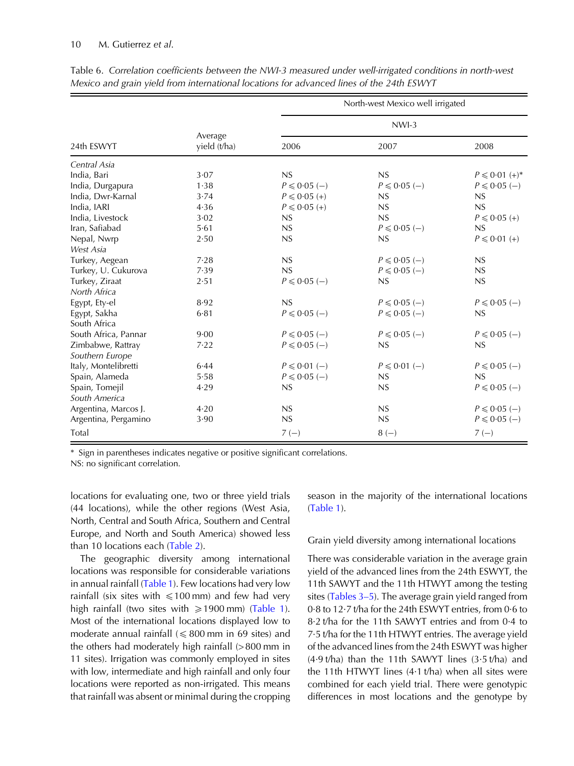Table 6. *Correlation coefficients between the NWI-3 measured under well-irrigated conditions in north-west Mexico and grain yield from international locations for advanced lines of the 24th ESWYT*

| 24th ESWYT | Average yield (t/ha) | North-west Mexico well irrigated | | |
|---|---|---|---|---|
| | | NWI-3 | | |
| | | 2006 | 2007 | 2008 |
| *Central Asia* | | | | |
| India, Bari | 3·07 | NS | NS | $P \leqslant 0{\cdot}01$ (+)* |
| India, Durgapura | 1·38 | $P \leqslant 0{\cdot}05$ (−) | $P \leqslant 0{\cdot}05$ (−) | $P \leqslant 0{\cdot}05$ (−) |
| India, Dwr-Karnal | 3·74 | $P \leqslant 0{\cdot}05$ (+) | NS | NS |
| India, IARI | 4·36 | $P \leqslant 0{\cdot}05$ (+) | NS | NS |
| India, Livestock | 3·02 | NS | NS | $P \leqslant 0{\cdot}05$ (+) |
| Iran, Safiabad | 5·61 | NS | $P \leqslant 0{\cdot}05$ (−) | NS |
| Nepal, Nwrp | 2·50 | NS | NS | $P \leqslant 0{\cdot}01$ (+) |
| *West Asia* | | | | |
| Turkey, Aegean | 7·28 | NS | $P \leqslant 0{\cdot}05$ (−) | NS |
| Turkey, U. Cukurova | 7·39 | NS | $P \leqslant 0{\cdot}05$ (−) | NS |
| Turkey, Ziraat | 2·51 | $P \leqslant 0{\cdot}05$ (−) | NS | NS |
| *North Africa* | | | | |
| Egypt, Ety-el | 8·92 | NS | $P \leqslant 0{\cdot}05$ (−) | $P \leqslant 0{\cdot}05$ (−) |
| Egypt, Sakha | 6·81 | $P \leqslant 0{\cdot}05$ (−) | $P \leqslant 0{\cdot}05$ (−) | NS |
| South Africa | | | | |
| South Africa, Pannar | 9·00 | $P \leqslant 0{\cdot}05$ (−) | $P \leqslant 0{\cdot}05$ (−) | $P \leqslant 0{\cdot}05$ (−) |
| Zimbabwe, Rattray | 7·22 | $P \leqslant 0{\cdot}05$ (−) | NS | NS |
| *Southern Europe* | | | | |
| Italy, Montelibretti | 6·44 | $P \leqslant 0{\cdot}01$ (−) | $P \leqslant 0{\cdot}01$ (−) | $P \leqslant 0{\cdot}05$ (−) |
| Spain, Alameda | 5·58 | $P \leqslant 0{\cdot}05$ (−) | NS | NS |
| Spain, Tomejil | 4·29 | NS | NS | $P \leqslant 0{\cdot}05$ (−) |
| *South America* | | | | |
| Argentina, Marcos J. | 4·20 | NS | NS | $P \leqslant 0{\cdot}05$ (−) |
| Argentina, Pergamino | 3·90 | NS | NS | $P \leqslant 0{\cdot}05$ (−) |
| Total | | 7 (−) | 8 (−) | 7 (−) |

\* Sign in parentheses indicates negative or positive significant correlations.
NS: no significant correlation.

locations for evaluating one, two or three yield trials (44 locations), while the other regions (West Asia, North, Central and South Africa, Southern and Central Europe, and North and South America) showed less than 10 locations each (Table 2).

The geographic diversity among international locations was responsible for considerable variations in annual rainfall (Table 1). Few locations had very low rainfall (six sites with ⩽100 mm) and few had very high rainfall (two sites with ⩾1900 mm) (Table 1). Most of the international locations displayed low to moderate annual rainfall (⩽ 800 mm in 69 sites) and the others had moderately high rainfall (>800 mm in 11 sites). Irrigation was commonly employed in sites with low, intermediate and high rainfall and only four locations were reported as non-irrigated. This means that rainfall was absent or minimal during the cropping season in the majority of the international locations (Table 1).

## Grain yield diversity among international locations

There was considerable variation in the average grain yield of the advanced lines from the 24th ESWYT, the 11th SAWYT and the 11th HTWYT among the testing sites (Tables 3–5). The average grain yield ranged from 0·8 to 12·7 t/ha for the 24th ESWYT entries, from 0·6 to 8·2 t/ha for the 11th SAWYT entries and from 0·4 to 7·5 t/ha for the 11th HTWYT entries. The average yield of the advanced lines from the 24th ESWYT was higher (4·9 t/ha) than the 11th SAWYT lines (3·5 t/ha) and the 11th HTWYT lines (4·1 t/ha) when all sites were combined for each yield trial. There were genotypic differences in most locations and the genotype by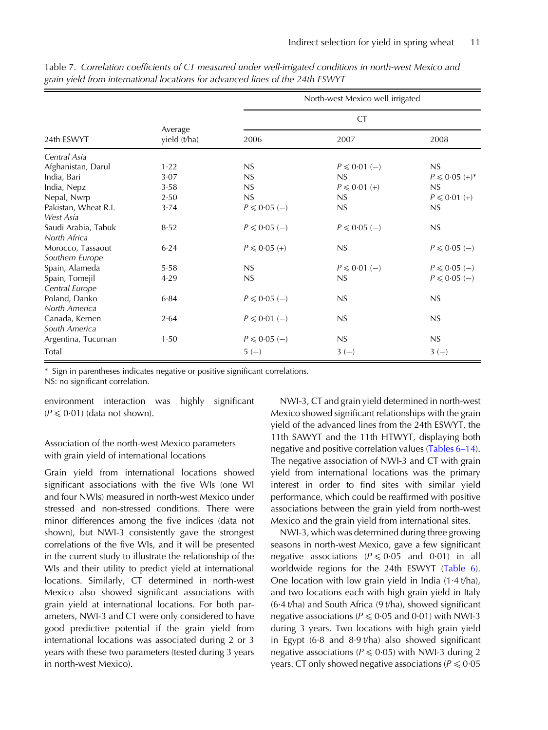Table 7. *Correlation coefficients of CT measured under well-irrigated conditions in north-west Mexico and grain yield from international locations for advanced lines of the 24th ESWYT*

| 24th ESWYT | Average yield (t/ha) | North-west Mexico well irrigated | | |
|---|---|---|---|---|
| | | CT | | |
| | | 2006 | 2007 | 2008 |
| *Central Asia* | | | | |
| Afghanistan, Darul | 1·22 | NS | $P \leqslant 0{\cdot}01$ (−) | NS |
| India, Bari | 3·07 | NS | NS | $P \leqslant 0{\cdot}05$ (+)* |
| India, Nepz | 3·58 | NS | $P \leqslant 0{\cdot}01$ (+) | NS |
| Nepal, Nwrp | 2·50 | NS | NS | $P \leqslant 0{\cdot}01$ (+) |
| Pakistan, Wheat R.I. | 3·74 | $P \leqslant 0{\cdot}05$ (−) | NS | NS |
| *West Asia* | | | | |
| Saudi Arabia, Tabuk | 8·52 | $P \leqslant 0{\cdot}05$ (−) | $P \leqslant 0{\cdot}05$ (−) | NS |
| *North Africa* | | | | |
| Morocco, Tassaout | 6·24 | $P \leqslant 0{\cdot}05$ (+) | NS | $P \leqslant 0{\cdot}05$ (−) |
| *Southern Europe* | | | | |
| Spain, Alameda | 5·58 | NS | $P \leqslant 0{\cdot}01$ (−) | $P \leqslant 0{\cdot}05$ (−) |
| Spain, Tomejil | 4·29 | NS | NS | $P \leqslant 0{\cdot}05$ (−) |
| *Central Europe* | | | | |
| Poland, Danko | 6·84 | $P \leqslant 0{\cdot}05$ (−) | NS | NS |
| *North America* | | | | |
| Canada, Kernen | 2·64 | $P \leqslant 0{\cdot}01$ (−) | NS | NS |
| *South America* | | | | |
| Argentina, Tucuman | 1·50 | $P \leqslant 0{\cdot}05$ (−) | NS | NS |
| Total | | 5 (−) | 3 (−) | 3 (−) |

\* Sign in parentheses indicates negative or positive significant correlations.
NS: no significant correlation.

environment interaction was highly significant ($P \leqslant 0{\cdot}01$) (data not shown).

### Association of the north-west Mexico parameters with grain yield of international locations

Grain yield from international locations showed significant associations with the five WIs (one WI and four NWIs) measured in north-west Mexico under stressed and non-stressed conditions. There were minor differences among the five indices (data not shown), but NWI-3 consistently gave the strongest correlations of the five WIs, and it will be presented in the current study to illustrate the relationship of the WIs and their utility to predict yield at international locations. Similarly, CT determined in north-west Mexico also showed significant associations with grain yield at international locations. For both parameters, NWI-3 and CT were only considered to have good predictive potential if the grain yield from international locations was associated during 2 or 3 years with these two parameters (tested during 3 year in north-west Mexico).

NWI-3, CT and grain yield determined in north-west Mexico showed significant relationships with the grain yield of the advanced lines from the 24th ESWYT, the 11th SAWYT and the 11th HTWYT, displaying both negative and positive correlation values (Tables 6–14). The negative association of NWI-3 and CT with grain yield from international locations was the primary interest in order to find sites with similar yield performance, which could be reaffirmed with positive associations between the grain yield from north-west Mexico and the grain yield from international sites.

NWI-3, which was determined during three growing seasons in north-west Mexico, gave a few significant negative associations ($P \leqslant 0{\cdot}05$ and $0{\cdot}01$) in all worldwide regions for the 24th ESWYT (Table 6). One location with low grain yield in India (1·4 t/ha), and two locations each with high grain yield in Italy (6·4 t/ha) and South Africa (9 t/ha), showed significant negative associations ($P \leqslant 0{\cdot}05$ and $0{\cdot}01$) with NWI-3 during 3 years. Two locations with high grain yield in Egypt (6·8 and 8·9 t/ha) also showed significant negative associations ($P \leqslant 0{\cdot}05$) with NWI-3 during 2 years. CT only showed negative associations ($P \leqslant 0{\cdot}05$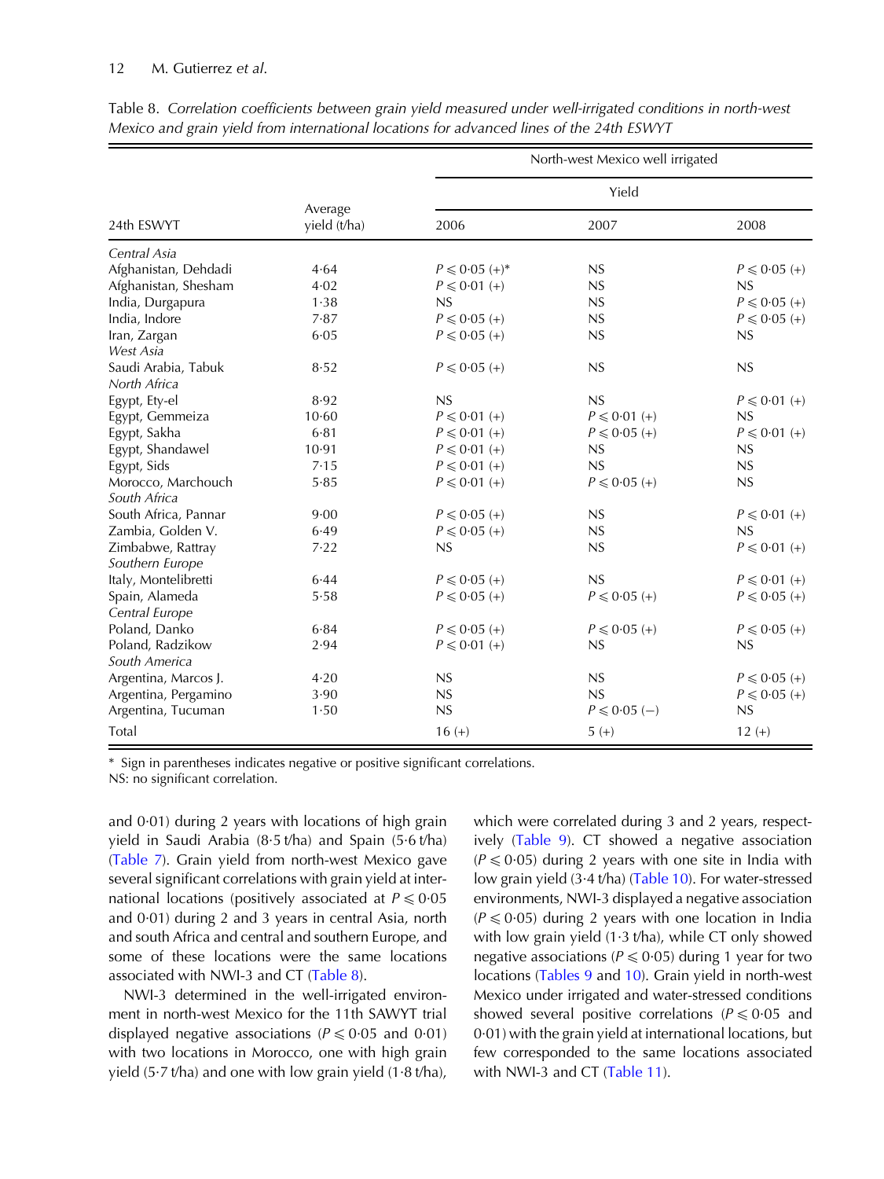Table 8. *Correlation coefficients between grain yield measured under well-irrigated conditions in north-west Mexico and grain yield from international locations for advanced lines of the 24th ESWYT*

| | | North-west Mexico well irrigated | | |
|---|---|---|---|---|
| | | Yield | | |
| 24th ESWYT | Average yield (t/ha) | 2006 | 2007 | 2008 |
| *Central Asia* | | | | |
| Afghanistan, Dehdadi | 4·64 | $P \leqslant 0{\cdot}05$ (+)* | NS | $P \leqslant 0{\cdot}05$ (+) |
| Afghanistan, Shesham | 4·02 | $P \leqslant 0{\cdot}01$ (+) | NS | NS |
| India, Durgapura | 1·38 | NS | NS | $P \leqslant 0{\cdot}05$ (+) |
| India, Indore | 7·87 | $P \leqslant 0{\cdot}05$ (+) | NS | $P \leqslant 0{\cdot}05$ (+) |
| Iran, Zargan | 6·05 | $P \leqslant 0{\cdot}05$ (+) | NS | NS |
| *West Asia* | | | | |
| Saudi Arabia, Tabuk | 8·52 | $P \leqslant 0{\cdot}05$ (+) | NS | NS |
| *North Africa* | | | | |
| Egypt, Ety-el | 8·92 | NS | NS | $P \leqslant 0{\cdot}01$ (+) |
| Egypt, Gemmeiza | 10·60 | $P \leqslant 0{\cdot}01$ (+) | $P \leqslant 0{\cdot}01$ (+) | NS |
| Egypt, Sakha | 6·81 | $P \leqslant 0{\cdot}01$ (+) | $P \leqslant 0{\cdot}05$ (+) | $P \leqslant 0{\cdot}01$ (+) |
| Egypt, Shandawel | 10·91 | $P \leqslant 0{\cdot}01$ (+) | NS | NS |
| Egypt, Sids | 7·15 | $P \leqslant 0{\cdot}01$ (+) | NS | NS |
| Morocco, Marchouch | 5·85 | $P \leqslant 0{\cdot}01$ (+) | $P \leqslant 0{\cdot}05$ (+) | NS |
| *South Africa* | | | | |
| South Africa, Pannar | 9·00 | $P \leqslant 0{\cdot}05$ (+) | NS | $P \leqslant 0{\cdot}01$ (+) |
| Zambia, Golden V. | 6·49 | $P \leqslant 0{\cdot}05$ (+) | NS | NS |
| Zimbabwe, Rattray | 7·22 | NS | NS | $P \leqslant 0{\cdot}01$ (+) |
| *Southern Europe* | | | | |
| Italy, Montelibretti | 6·44 | $P \leqslant 0{\cdot}05$ (+) | NS | $P \leqslant 0{\cdot}01$ (+) |
| Spain, Alameda | 5·58 | $P \leqslant 0{\cdot}05$ (+) | $P \leqslant 0{\cdot}05$ (+) | $P \leqslant 0{\cdot}05$ (+) |
| *Central Europe* | | | | |
| Poland, Danko | 6·84 | $P \leqslant 0{\cdot}05$ (+) | $P \leqslant 0{\cdot}05$ (+) | $P \leqslant 0{\cdot}05$ (+) |
| Poland, Radzikow | 2·94 | $P \leqslant 0{\cdot}01$ (+) | NS | NS |
| *South America* | | | | |
| Argentina, Marcos J. | 4·20 | NS | NS | $P \leqslant 0{\cdot}05$ (+) |
| Argentina, Pergamino | 3·90 | NS | NS | $P \leqslant 0{\cdot}05$ (+) |
| Argentina, Tucuman | 1·50 | NS | $P \leqslant 0{\cdot}05$ (−) | NS |
| Total | | 16 (+) | 5 (+) | 12 (+) |

\* Sign in parentheses indicates negative or positive significant correlations.
NS: no significant correlation.

and 0·01) during 2 years with locations of high grain yield in Saudi Arabia (8·5 t/ha) and Spain (5·6 t/ha) (Table 7). Grain yield from north-west Mexico gave several significant correlations with grain yield at international locations (positively associated at $P \leqslant 0{\cdot}05$ and 0·01) during 2 and 3 years in central Asia, north and south Africa and central and southern Europe, and some of these locations were the same locations associated with NWI-3 and CT (Table 8).

NWI-3 determined in the well-irrigated environment in north-west Mexico for the 11th SAWYT trial displayed negative associations ($P \leqslant 0{\cdot}05$ and 0·01) with two locations in Morocco, one with high grain yield (5·7 t/ha) and one with low grain yield (1·8 t/ha), which were correlated during 3 and 2 years, respectively (Table 9). CT showed a negative association ($P \leqslant 0{\cdot}05$) during 2 years with one site in India with low grain yield (3·4 t/ha) (Table 10). For water-stressed environments, NWI-3 displayed a negative association ($P \leqslant 0{\cdot}05$) during 2 years with one location in India with low grain yield (1·3 t/ha), while CT only showed negative associations ($P \leqslant 0{\cdot}05$) during 1 year for two locations (Tables 9 and 10). Grain yield in north-west Mexico under irrigated and water-stressed conditions showed several positive correlations ($P \leqslant 0{\cdot}05$ and 0·01) with the grain yield at international locations, but few corresponded to the same locations associated with NWI-3 and CT (Table 11).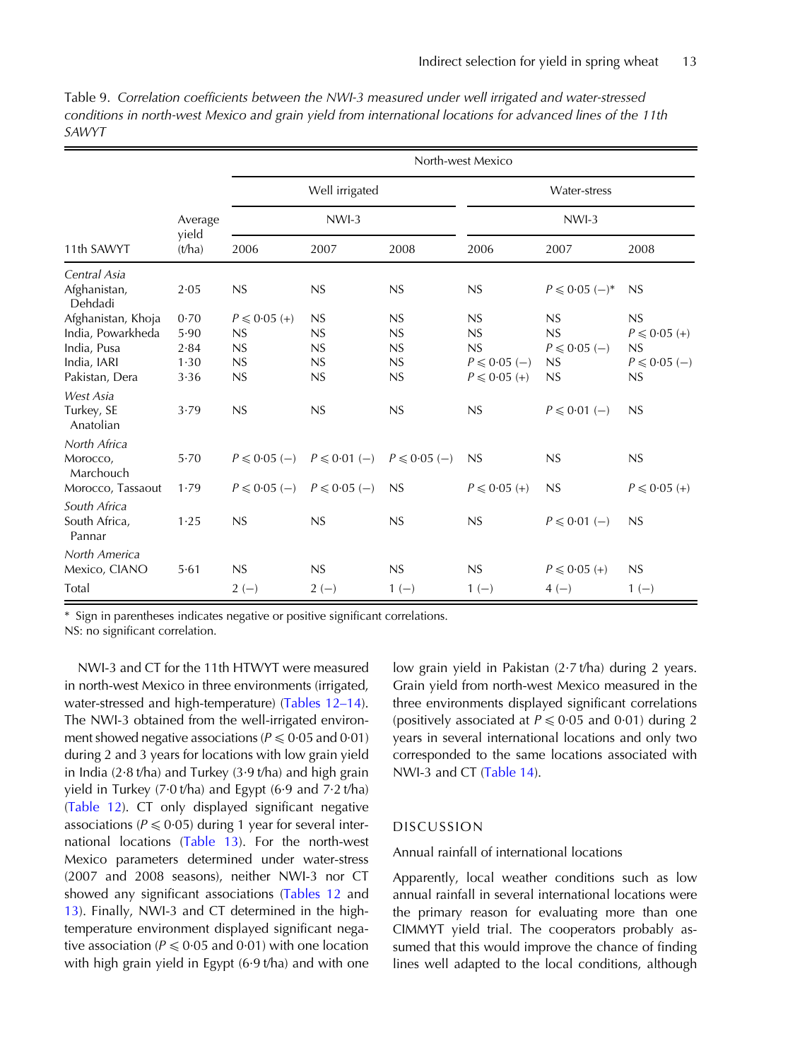Table 9. *Correlation coefficients between the NWI-3 measured under well irrigated and water-stressed conditions in north-west Mexico and grain yield from international locations for advanced lines of the 11th SAWYT*

| 11th SAWYT | Average yield (t/ha) | North-west Mexico | | | | | |
|---|---|---|---|---|---|---|---|
| | | Well irrigated | | | Water-stress | | |
| | | NWI-3 | | | NWI-3 | | |
| | | 2006 | 2007 | 2008 | 2006 | 2007 | 2008 |
| *Central Asia* | | | | | | | |
| Afghanistan, Dehdadi | 2·05 | NS | NS | NS | NS | $P \leqslant 0·05$ (−)* | NS |
| Afghanistan, Khoja | 0·70 | $P \leqslant 0·05$ (+) | NS | NS | NS | NS | NS |
| India, Powarkheda | 5·90 | NS | NS | NS | NS | NS | $P \leqslant 0·05$ (+) |
| India, Pusa | 2·84 | NS | NS | NS | NS | $P \leqslant 0·05$ (−) | NS |
| India, IARI | 1·30 | NS | NS | NS | $P \leqslant 0·05$ (−) | NS | $P \leqslant 0·05$ (−) |
| Pakistan, Dera | 3·36 | NS | NS | NS | $P \leqslant 0·05$ (+) | NS | NS |
| *West Asia* | | | | | | | |
| Turkey, SE Anatolian | 3·79 | NS | NS | NS | NS | $P \leqslant 0·01$ (−) | NS |
| *North Africa* | | | | | | | |
| Morocco, Marchouch | 5·70 | $P \leqslant 0·05$ (−) | $P \leqslant 0·01$ (−) | $P \leqslant 0·05$ (−) | NS | NS | NS |
| Morocco, Tassaout | 1·79 | $P \leqslant 0·05$ (−) | $P \leqslant 0·05$ (−) | NS | $P \leqslant 0·05$ (+) | NS | $P \leqslant 0·05$ (+) |
| *South Africa* | | | | | | | |
| South Africa, Pannar | 1·25 | NS | NS | NS | NS | $P \leqslant 0·01$ (−) | NS |
| *North America* | | | | | | | |
| Mexico, CIANO | 5·61 | NS | NS | NS | NS | $P \leqslant 0·05$ (+) | NS |
| Total | | 2 (−) | 2 (−) | 1 (−) | 1 (−) | 4 (−) | 1 (−) |

\* Sign in parentheses indicates negative or positive significant correlations.
NS: no significant correlation.

NWI-3 and CT for the 11th HTWYT were measured in north-west Mexico in three environments (irrigated, water-stressed and high-temperature) (Tables 12–14). The NWI-3 obtained from the well-irrigated environment showed negative associations ($P \leqslant 0·05$ and 0·01) during 2 and 3 years for locations with low grain yield in India (2·8 t/ha) and Turkey (3·9 t/ha) and high grain yield in Turkey (7·0 t/ha) and Egypt (6·9 and 7·2 t/ha) (Table 12). CT only displayed significant negative associations ($P \leqslant 0·05$) during 1 year for several international locations (Table 13). For the north-west Mexico parameters determined under water-stress (2007 and 2008 seasons), neither NWI-3 nor CT showed any significant associations (Tables 12 and 13). Finally, NWI-3 and CT determined in the high-temperature environment displayed significant negative association ($P \leqslant 0·05$ and 0·01) with one location with high grain yield in Egypt (6·9 t/ha) and with one low grain yield in Pakistan (2·7 t/ha) during 2 years. Grain yield from north-west Mexico measured in the three environments displayed significant correlations (positively associated at $P \leqslant 0·05$ and 0·01) during 2 years in several international locations and only two corresponded to the same locations associated with NWI-3 and CT (Table 14).

## DISCUSSION

### Annual rainfall of international locations

Apparently, local weather conditions such as low annual rainfall in several international locations were the primary reason for evaluating more than one CIMMYT yield trial. The cooperators probably assumed that this would improve the chance of finding lines well adapted to the local conditions, although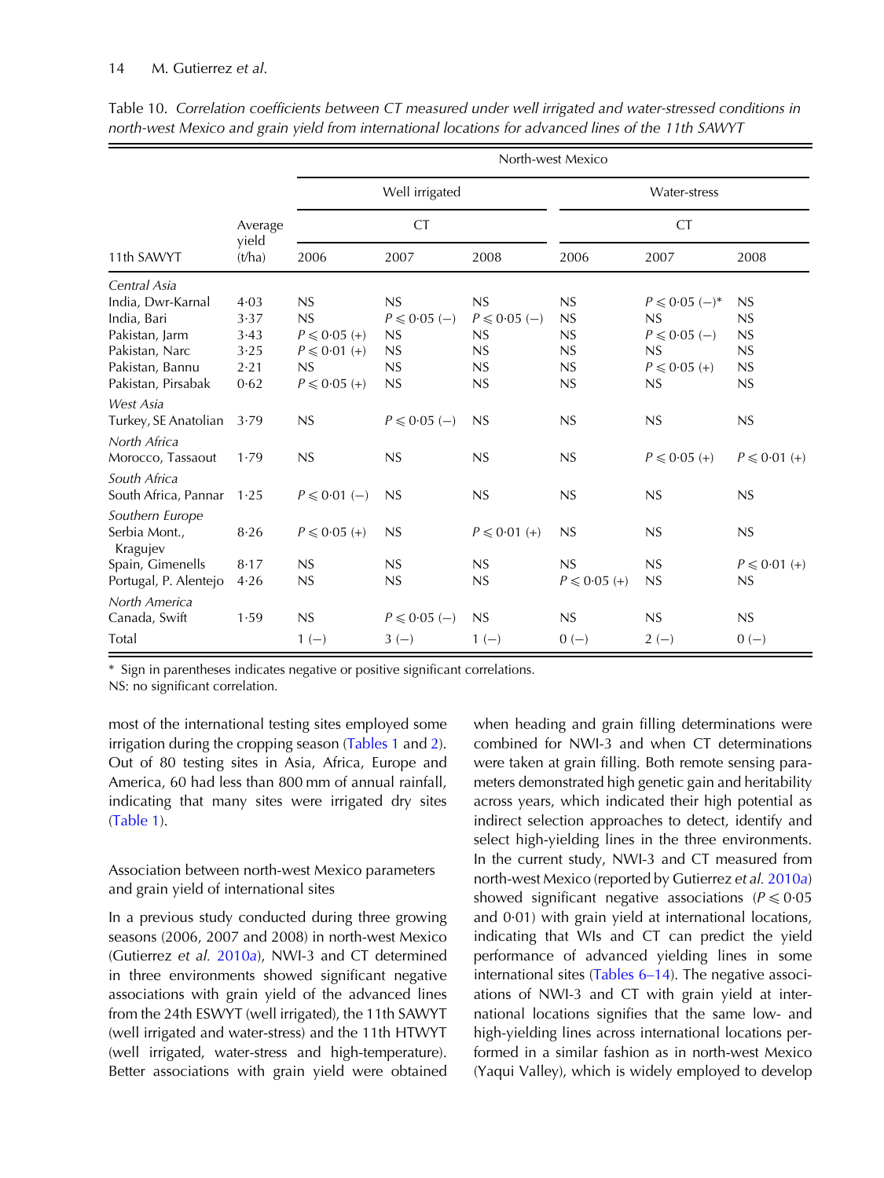Table 10. *Correlation coefficients between CT measured under well irrigated and water-stressed conditions in north-west Mexico and grain yield from international locations for advanced lines of the 11th SAWYT*

| 11th SAWYT | Average yield (t/ha) | North-west Mexico | | | | | |
|---|---|---|---|---|---|---|---|
| | | Well irrigated | | | Water-stress | | |
| | | CT | | | CT | | |
| | | 2006 | 2007 | 2008 | 2006 | 2007 | 2008 |
| *Central Asia* | | | | | | | |
| India, Dwr-Karnal | 4·03 | NS | NS | NS | NS | $P \leqslant 0.05$ (−)* | NS |
| India, Bari | 3·37 | NS | $P \leqslant 0.05$ (−) | $P \leqslant 0.05$ (−) | NS | NS | NS |
| Pakistan, Jarm | 3·43 | $P \leqslant 0.05$ (+) | NS | NS | NS | $P \leqslant 0.05$ (−) | NS |
| Pakistan, Narc | 3·25 | $P \leqslant 0.01$ (+) | NS | NS | NS | NS | NS |
| Pakistan, Bannu | 2·21 | NS | NS | NS | NS | $P \leqslant 0.05$ (+) | NS |
| Pakistan, Pirsabak | 0·62 | $P \leqslant 0.05$ (+) | NS | NS | NS | NS | NS |
| *West Asia* | | | | | | | |
| Turkey, SE Anatolian | 3·79 | NS | $P \leqslant 0.05$ (−) | NS | NS | NS | NS |
| *North Africa* | | | | | | | |
| Morocco, Tassaout | 1·79 | NS | NS | NS | NS | $P \leqslant 0.05$ (+) | $P \leqslant 0.01$ (+) |
| *South Africa* | | | | | | | |
| South Africa, Pannar | 1·25 | $P \leqslant 0.01$ (−) | NS | NS | NS | NS | NS |
| *Southern Europe* | | | | | | | |
| Serbia Mont., Kragujev | 8·26 | $P \leqslant 0.05$ (+) | NS | $P \leqslant 0.01$ (+) | NS | NS | NS |
| Spain, Gimenells | 8·17 | NS | NS | NS | NS | NS | $P \leqslant 0.01$ (+) |
| Portugal, P. Alentejo | 4·26 | NS | NS | NS | $P \leqslant 0.05$ (+) | NS | NS |
| *North America* | | | | | | | |
| Canada, Swift | 1·59 | NS | $P \leqslant 0.05$ (−) | NS | NS | NS | NS |
| Total | | 1 (−) | 3 (−) | 1 (−) | 0 (−) | 2 (−) | 0 (−) |

\* Sign in parentheses indicates negative or positive significant correlations.
NS: no significant correlation.

most of the international testing sites employed some irrigation during the cropping season (Tables 1 and 2). Out of 80 testing sites in Asia, Africa, Europe and America, 60 had less than 800 mm of annual rainfall, indicating that many sites were irrigated dry sites (Table 1).

### Association between north-west Mexico parameters and grain yield of international sites

In a previous study conducted during three growing seasons (2006, 2007 and 2008) in north-west Mexico (Gutierrez *et al.* 2010*a*), NWI-3 and CT determined in three environments showed significant negative associations with grain yield of the advanced lines from the 24th ESWYT (well irrigated), the 11th SAWYT (well irrigated and water-stress) and the 11th HTWYT (well irrigated, water-stress and high-temperature). Better associations with grain yield were obtained when heading and grain filling determinations were combined for NWI-3 and when CT determinations were taken at grain filling. Both remote sensing parameters demonstrated high genetic gain and heritability across years, which indicated their high potential as indirect selection approaches to detect, identify and select high-yielding lines in the three environments. In the current study, NWI-3 and CT measured from north-west Mexico (reported by Gutierrez *et al.* 2010*a*) showed significant negative associations ($P \leqslant 0.05$ and 0·01) with grain yield at international locations, indicating that WIs and CT can predict the yield performance of advanced yielding lines in some international sites (Tables 6–14). The negative associations of NWI-3 and CT with grain yield at international locations signifies that the same low- and high-yielding lines across international locations performed in a similar fashion as in north-west Mexico (Yaqui Valley), which is widely employed to develop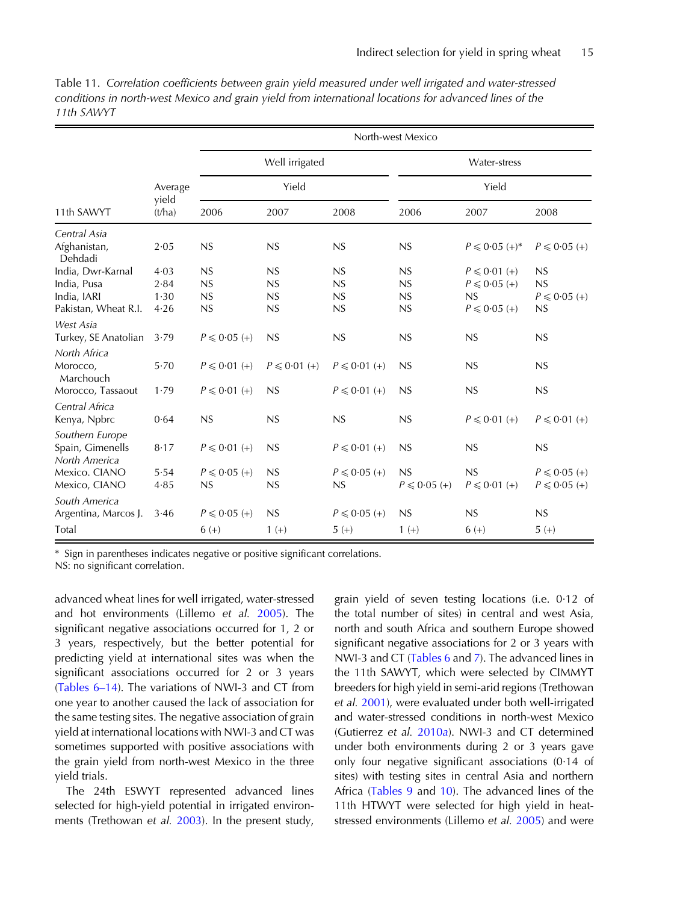Table 11. *Correlation coefficients between grain yield measured under well irrigated and water-stressed conditions in north-west Mexico and grain yield from international locations for advanced lines of the 11th SAWYT*

| 11th SAWYT | Average yield (t/ha) | North-west Mexico | | | | | |
|---|---|---|---|---|---|---|---|
| | | Well irrigated | | | Water-stress | | |
| | | Yield | | | Yield | | |
| | | 2006 | 2007 | 2008 | 2006 | 2007 | 2008 |
| *Central Asia* | | | | | | | |
| Afghanistan, Dehdadi | 2·05 | NS | NS | NS | NS | $P \leqslant 0·05$ (+)* | $P \leqslant 0·05$ (+) |
| India, Dwr-Karnal | 4·03 | NS | NS | NS | NS | $P \leqslant 0·01$ (+) | NS |
| India, Pusa | 2·84 | NS | NS | NS | NS | $P \leqslant 0·05$ (+) | NS |
| India, IARI | 1·30 | NS | NS | NS | NS | NS | $P \leqslant 0·05$ (+) |
| Pakistan, Wheat R.I. | 4·26 | NS | NS | NS | NS | $P \leqslant 0·05$ (+) | NS |
| *West Asia* | | | | | | | |
| Turkey, SE Anatolian | 3·79 | $P \leqslant 0·05$ (+) | NS | NS | NS | NS | NS |
| *North Africa* | | | | | | | |
| Morocco, Marchouch | 5·70 | $P \leqslant 0·01$ (+) | $P \leqslant 0·01$ (+) | $P \leqslant 0·01$ (+) | NS | NS | NS |
| Morocco, Tassaout | 1·79 | $P \leqslant 0·01$ (+) | NS | $P \leqslant 0·01$ (+) | NS | NS | NS |
| *Central Africa* | | | | | | | |
| Kenya, Npbrc | 0·64 | NS | NS | NS | NS | $P \leqslant 0·01$ (+) | $P \leqslant 0·01$ (+) |
| *Southern Europe* | | | | | | | |
| Spain, Gimenells | 8·17 | $P \leqslant 0·01$ (+) | NS | $P \leqslant 0·01$ (+) | NS | NS | NS |
| *North America* | | | | | | | |
| Mexico. CIANO | 5·54 | $P \leqslant 0·05$ (+) | NS | $P \leqslant 0·05$ (+) | NS | NS | $P \leqslant 0·05$ (+) |
| Mexico, CIANO | 4·85 | NS | NS | NS | $P \leqslant 0·05$ (+) | $P \leqslant 0·01$ (+) | $P \leqslant 0·05$ (+) |
| *South America* | | | | | | | |
| Argentina, Marcos J. | 3·46 | $P \leqslant 0·05$ (+) | NS | $P \leqslant 0·05$ (+) | NS | NS | NS |
| Total | | 6 (+) | 1 (+) | 5 (+) | 1 (+) | 6 (+) | 5 (+) |

\* Sign in parentheses indicates negative or positive significant correlations.
NS: no significant correlation.

advanced wheat lines for well irrigated, water-stressed and hot environments (Lillemo *et al.* 2005). The significant negative associations occurred for 1, 2 or 3 years, respectively, but the better potential for predicting yield at international sites was when the significant associations occurred for 2 or 3 years (Tables 6–14). The variations of NWI-3 and CT from one year to another caused the lack of association for the same testing sites. The negative association of grain yield at international locations with NWI-3 and CT was sometimes supported with positive associations with the grain yield from north-west Mexico in the three yield trials.

The 24th ESWYT represented advanced lines selected for high-yield potential in irrigated environments (Trethowan *et al.* 2003). In the present study, grain yield of seven testing locations (i.e. 0·12 of the total number of sites) in central and west Asia, north and south Africa and southern Europe showed significant negative associations for 2 or 3 years with NWI-3 and CT (Tables 6 and 7). The advanced lines in the 11th SAWYT, which were selected by CIMMYT breeders for high yield in semi-arid regions (Trethowan *et al.* 2001), were evaluated under both well-irrigated and water-stressed conditions in north-west Mexico (Gutierrez *et al.* 2010*a*). NWI-3 and CT determined under both environments during 2 or 3 years gave only four negative significant associations (0·14 of sites) with testing sites in central Asia and northern Africa (Tables 9 and 10). The advanced lines of the 11th HTWYT were selected for high yield in heat-stressed environments (Lillemo *et al.* 2005) and were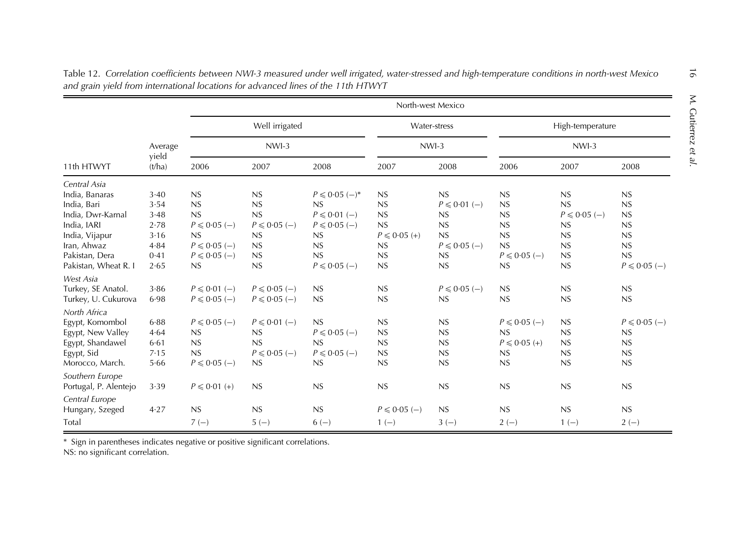Table 12. *Correlation coefficients between NWI-3 measured under well irrigated, water-stressed and high-temperature conditions in north-west Mexico and grain yield from international locations for advanced lines of the 11th HTWYT*

| 11th HTWYT | Average yield (t/ha) | North-west Mexico | | | | | | | |
|---|---|---|---|---|---|---|---|---|---|
| | | Well irrigated | | | Water-stress | | High-temperature | | |
| | | NWI-3 | | | NWI-3 | | NWI-3 | | |
| | | 2006 | 2007 | 2008 | 2007 | 2008 | 2006 | 2007 | 2008 |
| *Central Asia* | | | | | | | | | |
| India, Banaras | 3·40 | NS | NS | $P \leqslant 0{\cdot}05$ (−)* | NS | NS | NS | NS | NS |
| India, Bari | 3·54 | NS | NS | NS | NS | $P \leqslant 0{\cdot}01$ (−) | NS | NS | NS |
| India, Dwr-Karnal | 3·48 | NS | NS | $P \leqslant 0{\cdot}01$ (−) | NS | NS | NS | $P \leqslant 0{\cdot}05$ (−) | NS |
| India, IARI | 2·78 | $P \leqslant 0{\cdot}05$ (−) | $P \leqslant 0{\cdot}05$ (−) | $P \leqslant 0{\cdot}05$ (−) | NS | NS | NS | NS | NS |
| India, Vijapur | 3·16 | NS | NS | NS | $P \leqslant 0{\cdot}05$ (+) | NS | NS | NS | NS |
| Iran, Ahwaz | 4·84 | $P \leqslant 0{\cdot}05$ (−) | NS | NS | NS | $P \leqslant 0{\cdot}05$ (−) | NS | NS | NS |
| Pakistan, Dera | 0·41 | $P \leqslant 0{\cdot}05$ (−) | NS | NS | NS | NS | $P \leqslant 0{\cdot}05$ (−) | NS | NS |
| Pakistan, Wheat R. I | 2·65 | NS | NS | $P \leqslant 0{\cdot}05$ (−) | NS | NS | NS | NS | $P \leqslant 0{\cdot}05$ (−) |
| *West Asia* | | | | | | | | | |
| Turkey, SE Anatol. | 3·86 | $P \leqslant 0{\cdot}01$ (−) | $P \leqslant 0{\cdot}05$ (−) | NS | NS | $P \leqslant 0{\cdot}05$ (−) | NS | NS | NS |
| Turkey, U. Cukurova | 6·98 | $P \leqslant 0{\cdot}05$ (−) | $P \leqslant 0{\cdot}05$ (−) | NS | NS | NS | NS | NS | NS |
| *North Africa* | | | | | | | | | |
| Egypt, Komombol | 6·88 | $P \leqslant 0{\cdot}05$ (−) | $P \leqslant 0{\cdot}01$ (−) | NS | NS | NS | $P \leqslant 0{\cdot}05$ (−) | NS | $P \leqslant 0{\cdot}05$ (−) |
| Egypt, New Valley | 4·64 | NS | NS | $P \leqslant 0{\cdot}05$ (−) | NS | NS | NS | NS | NS |
| Egypt, Shandawel | 6·61 | NS | NS | NS | NS | NS | $P \leqslant 0{\cdot}05$ (+) | NS | NS |
| Egypt, Sid | 7·15 | NS | $P \leqslant 0{\cdot}05$ (−) | $P \leqslant 0{\cdot}05$ (−) | NS | NS | NS | NS | NS |
| Morocco, March. | 5·66 | $P \leqslant 0{\cdot}05$ (−) | NS | NS | NS | NS | NS | NS | NS |
| *Southern Europe* | | | | | | | | | |
| Portugal, P. Alentejo | 3·39 | $P \leqslant 0{\cdot}01$ (+) | NS | NS | NS | NS | NS | NS | NS |
| *Central Europe* | | | | | | | | | |
| Hungary, Szeged | 4·27 | NS | NS | NS | $P \leqslant 0{\cdot}05$ (−) | NS | NS | NS | NS |
| Total | | 7 (−) | 5 (−) | 6 (−) | 1 (−) | 3 (−) | 2 (−) | 1 (−) | 2 (−) |

\* Sign in parentheses indicates negative or positive significant correlations.
NS: no significant correlation.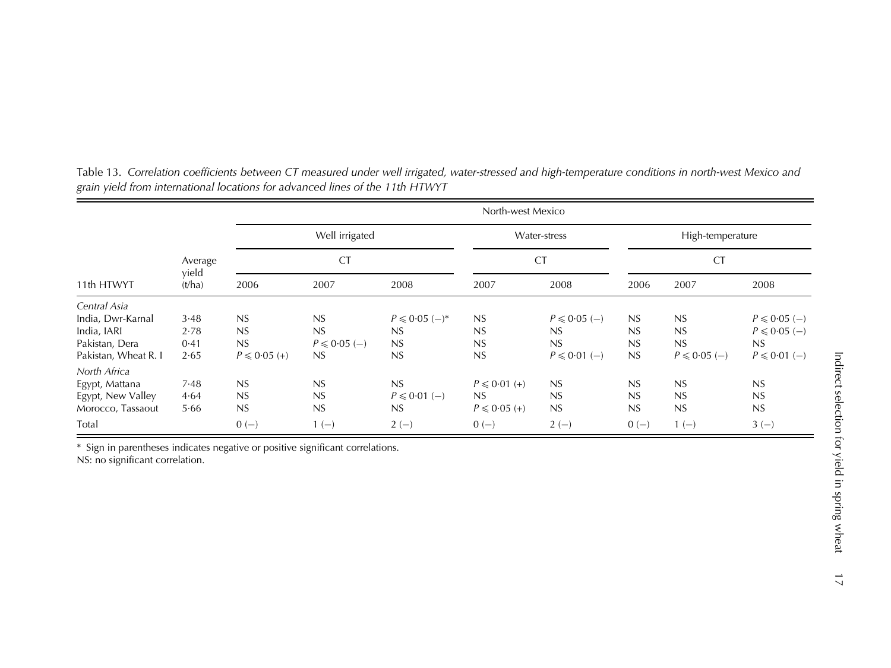Table 13. *Correlation coefficients between CT measured under well irrigated, water-stressed and high-temperature conditions in north-west Mexico and grain yield from international locations for advanced lines of the 11th HTWYT*

| | | North-west Mexico | | | | | | | |
|---|---|---|---|---|---|---|---|---|---|
| | | Well irrigated | | | Water-stress | | High-temperature | | |
| | Average yield | CT | | | CT | | CT | | |
| 11th HTWYT | (t/ha) | 2006 | 2007 | 2008 | 2007 | 2008 | 2006 | 2007 | 2008 |
| *Central Asia* | | | | | | | | | |
| India, Dwr-Karnal | 3·48 | NS | NS | $P \leqslant 0{\cdot}05$ (−)* | NS | $P \leqslant 0{\cdot}05$ (−) | NS | NS | $P \leqslant 0{\cdot}05$ (−) |
| India, IARI | 2·78 | NS | NS | NS | NS | NS | NS | NS | $P \leqslant 0{\cdot}05$ (−) |
| Pakistan, Dera | 0·41 | NS | $P \leqslant 0{\cdot}05$ (−) | NS | NS | NS | NS | NS | NS |
| Pakistan, Wheat R. I | 2·65 | $P \leqslant 0{\cdot}05$ (+) | NS | NS | NS | $P \leqslant 0{\cdot}01$ (−) | NS | $P \leqslant 0{\cdot}05$ (−) | $P \leqslant 0{\cdot}01$ (−) |
| *North Africa* | | | | | | | | | |
| Egypt, Mattana | 7·48 | NS | NS | NS | $P \leqslant 0{\cdot}01$ (+) | NS | NS | NS | NS |
| Egypt, New Valley | 4·64 | NS | NS | $P \leqslant 0{\cdot}01$ (−) | NS | NS | NS | NS | NS |
| Morocco, Tassaout | 5·66 | NS | NS | NS | $P \leqslant 0{\cdot}05$ (+) | NS | NS | NS | NS |
| Total | | 0 (−) | 1 (−) | 2 (−) | 0 (−) | 2 (−) | 0 (−) | 1 (−) | 3 (−) |

\* Sign in parentheses indicates negative or positive significant correlations.
NS: no significant correlation.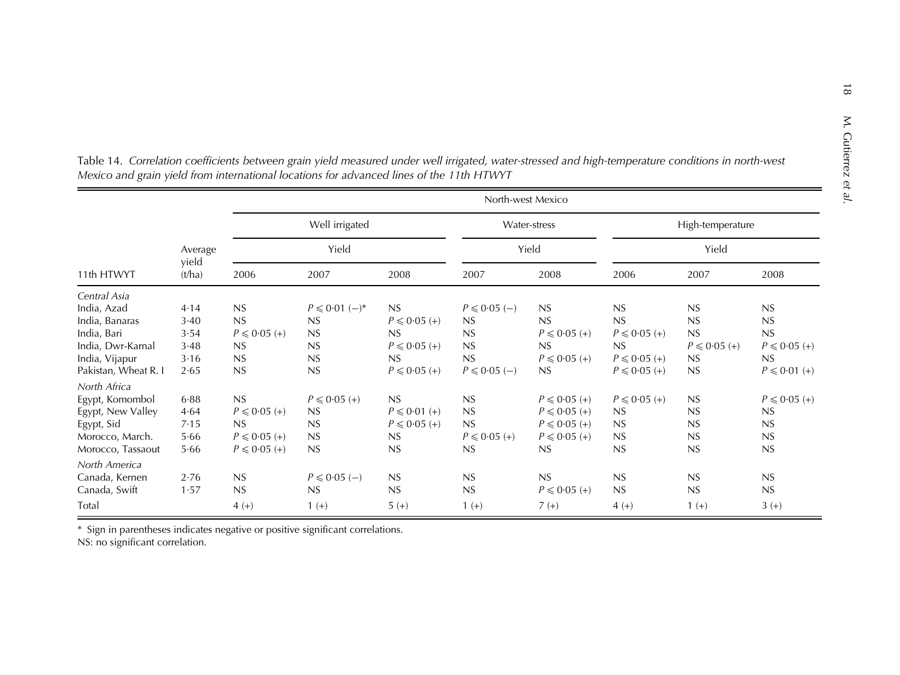Table 14. *Correlation coefficients between grain yield measured under well irrigated, water-stressed and high-temperature conditions in north-west Mexico and grain yield from international locations for advanced lines of the 11th HTWYT*

| 11th HTWYT | Average yield (t/ha) | North-west Mexico | | | | | | | |
|---|---|---|---|---|---|---|---|---|---|
| | | Well irrigated | | | Water-stress | | High-temperature | | |
| | | Yield | | | Yield | | Yield | | |
| | | 2006 | 2007 | 2008 | 2007 | 2008 | 2006 | 2007 | 2008 |
| *Central Asia* | | | | | | | | | |
| India, Azad | 4·14 | NS | $P \leqslant 0{\cdot}01$ (−)* | NS | $P \leqslant 0{\cdot}05$ (−) | NS | NS | NS | NS |
| India, Banaras | 3·40 | NS | NS | $P \leqslant 0{\cdot}05$ (+) | NS | NS | NS | NS | NS |
| India, Bari | 3·54 | $P \leqslant 0{\cdot}05$ (+) | NS | NS | NS | $P \leqslant 0{\cdot}05$ (+) | $P \leqslant 0{\cdot}05$ (+) | NS | NS |
| India, Dwr-Karnal | 3·48 | NS | NS | $P \leqslant 0{\cdot}05$ (+) | NS | NS | NS | $P \leqslant 0{\cdot}05$ (+) | $P \leqslant 0{\cdot}05$ (+) |
| India, Vijapur | 3·16 | NS | NS | NS | NS | $P \leqslant 0{\cdot}05$ (+) | $P \leqslant 0{\cdot}05$ (+) | NS | NS |
| Pakistan, Wheat R. I | 2·65 | NS | NS | $P \leqslant 0{\cdot}05$ (+) | $P \leqslant 0{\cdot}05$ (−) | NS | $P \leqslant 0{\cdot}05$ (+) | NS | $P \leqslant 0{\cdot}01$ (+) |
| *North Africa* | | | | | | | | | |
| Egypt, Komombol | 6·88 | NS | $P \leqslant 0{\cdot}05$ (+) | NS | NS | $P \leqslant 0{\cdot}05$ (+) | $P \leqslant 0{\cdot}05$ (+) | NS | $P \leqslant 0{\cdot}05$ (+) |
| Egypt, New Valley | 4·64 | $P \leqslant 0{\cdot}05$ (+) | NS | $P \leqslant 0{\cdot}01$ (+) | NS | $P \leqslant 0{\cdot}05$ (+) | NS | NS | NS |
| Egypt, Sid | 7·15 | NS | NS | $P \leqslant 0{\cdot}05$ (+) | NS | $P \leqslant 0{\cdot}05$ (+) | NS | NS | NS |
| Morocco, March. | 5·66 | $P \leqslant 0{\cdot}05$ (+) | NS | NS | $P \leqslant 0{\cdot}05$ (+) | $P \leqslant 0{\cdot}05$ (+) | NS | NS | NS |
| Morocco, Tassaout | 5·66 | $P \leqslant 0{\cdot}05$ (+) | NS | NS | NS | NS | NS | NS | NS |
| *North America* | | | | | | | | | |
| Canada, Kernen | 2·76 | NS | $P \leqslant 0{\cdot}05$ (−) | NS | NS | NS | NS | NS | NS |
| Canada, Swift | 1·57 | NS | NS | NS | NS | $P \leqslant 0{\cdot}05$ (+) | NS | NS | NS |
| Total | | 4 (+) | 1 (+) | 5 (+) | 1 (+) | 7 (+) | 4 (+) | 1 (+) | 3 (+) |

\* Sign in parentheses indicates negative or positive significant correlations.
NS: no significant correlation.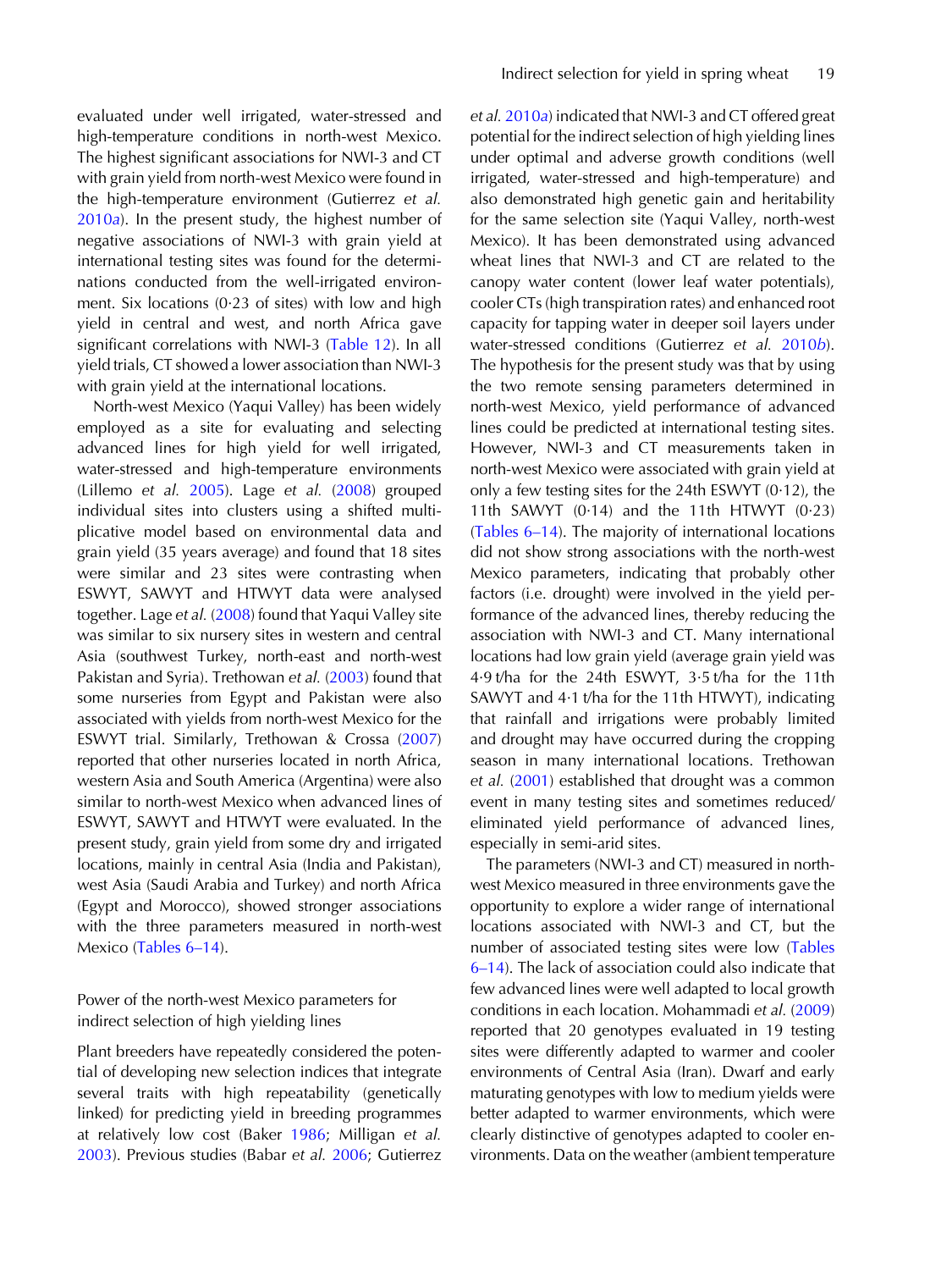evaluated under well irrigated, water-stressed and high-temperature conditions in north-west Mexico. The highest significant associations for NWI-3 and CT with grain yield from north-west Mexico were found in the high-temperature environment (Gutierrez *et al.* 2010*a*). In the present study, the highest number of negative associations of NWI-3 with grain yield at international testing sites was found for the determinations conducted from the well-irrigated environment. Six locations (0·23 of sites) with low and high yield in central and west, and north Africa gave significant correlations with NWI-3 (Table 12). In all yield trials, CT showed a lower association than NWI-3 with grain yield at the international locations.

North-west Mexico (Yaqui Valley) has been widely employed as a site for evaluating and selecting advanced lines for high yield for well irrigated, water-stressed and high-temperature environments (Lillemo *et al.* 2005). Lage *et al.* (2008) grouped individual sites into clusters using a shifted multiplicative model based on environmental data and grain yield (35 years average) and found that 18 sites were similar and 23 sites were contrasting when ESWYT, SAWYT and HTWYT data were analysed together. Lage *et al.* (2008) found that Yaqui Valley site was similar to six nursery sites in western and central Asia (southwest Turkey, north-east and north-west Pakistan and Syria). Trethowan *et al.* (2003) found that some nurseries from Egypt and Pakistan were also associated with yields from north-west Mexico for the ESWYT trial. Similarly, Trethowan & Crossa (2007) reported that other nurseries located in north Africa, western Asia and South America (Argentina) were also similar to north-west Mexico when advanced lines of ESWYT, SAWYT and HTWYT were evaluated. In the present study, grain yield from some dry and irrigated locations, mainly in central Asia (India and Pakistan), west Asia (Saudi Arabia and Turkey) and north Africa (Egypt and Morocco), showed stronger associations with the three parameters measured in north-west Mexico (Tables 6–14).

### Power of the north-west Mexico parameters for indirect selection of high yielding lines

Plant breeders have repeatedly considered the potential of developing new selection indices that integrate several traits with high repeatability (genetically linked) for predicting yield in breeding programmes at relatively low cost (Baker 1986; Milligan *et al.* 2003). Previous studies (Babar *et al.* 2006; Gutierrez *et al.* 2010*a*) indicated that NWI-3 and CT offered great potential for the indirect selection of high yielding lines under optimal and adverse growth conditions (well irrigated, water-stressed and high-temperature) and also demonstrated high genetic gain and heritability for the same selection site (Yaqui Valley, north-west Mexico). It has been demonstrated using advanced wheat lines that NWI-3 and CT are related to the canopy water content (lower leaf water potentials), cooler CTs (high transpiration rates) and enhanced root capacity for tapping water in deeper soil layers under water-stressed conditions (Gutierrez *et al.* 2010*b*). The hypothesis for the present study was that by using the two remote sensing parameters determined in north-west Mexico, yield performance of advanced lines could be predicted at international testing sites. However, NWI-3 and CT measurements taken in north-west Mexico were associated with grain yield at only a few testing sites for the 24th ESWYT (0·12), the 11th SAWYT (0·14) and the 11th HTWYT (0·23) (Tables 6–14). The majority of international locations did not show strong associations with the north-west Mexico parameters, indicating that probably other factors (i.e. drought) were involved in the yield performance of the advanced lines, thereby reducing the association with NWI-3 and CT. Many international locations had low grain yield (average grain yield was 4·9 t/ha for the 24th ESWYT, 3·5 t/ha for the 11th SAWYT and 4·1 t/ha for the 11th HTWYT), indicating that rainfall and irrigations were probably limited and drought may have occurred during the cropping season in many international locations. Trethowan *et al.* (2001) established that drought was a common event in many testing sites and sometimes reduced/eliminated yield performance of advanced lines, especially in semi-arid sites.

The parameters (NWI-3 and CT) measured in north-west Mexico measured in three environments gave the opportunity to explore a wider range of international locations associated with NWI-3 and CT, but the number of associated testing sites were low (Tables 6–14). The lack of association could also indicate that few advanced lines were well adapted to local growth conditions in each location. Mohammadi *et al.* (2009) reported that 20 genotypes evaluated in 19 testing sites were differently adapted to warmer and cooler environments of Central Asia (Iran). Dwarf and early maturating genotypes with low to medium yields were better adapted to warmer environments, which were clearly distinctive of genotypes adapted to cooler environments. Data on the weather (ambient temperature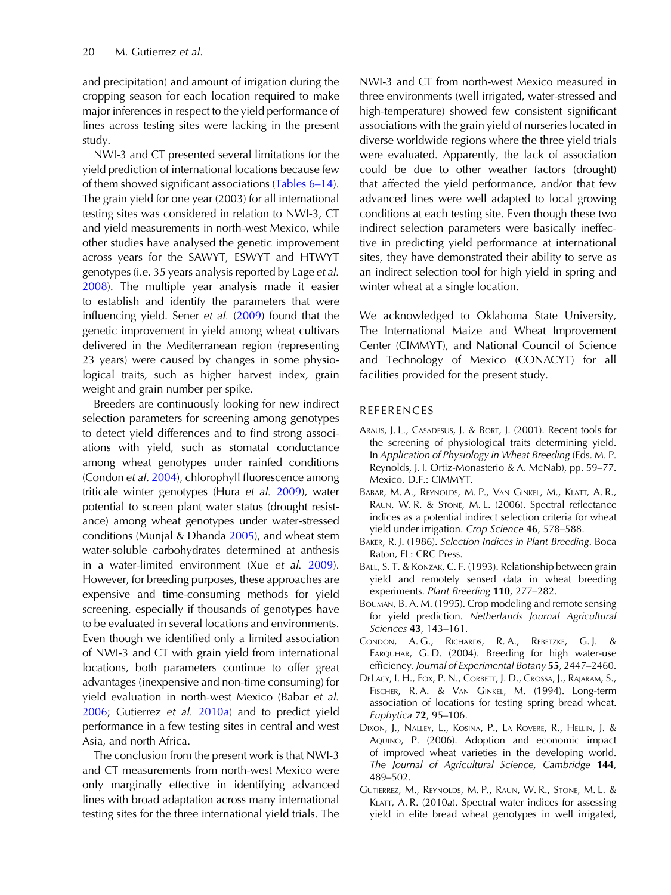and precipitation) and amount of irrigation during the cropping season for each location required to make major inferences in respect to the yield performance of lines across testing sites were lacking in the present study.

NWI-3 and CT presented several limitations for the yield prediction of international locations because few of them showed significant associations (Tables 6–14). The grain yield for one year (2003) for all international testing sites was considered in relation to NWI-3, CT and yield measurements in north-west Mexico, while other studies have analysed the genetic improvement across years for the SAWYT, ESWYT and HTWYT genotypes (i.e. 35 years analysis reported by Lage *et al.* 2008). The multiple year analysis made it easier to establish and identify the parameters that were influencing yield. Sener *et al.* (2009) found that the genetic improvement in yield among wheat cultivars delivered in the Mediterranean region (representing 23 years) were caused by changes in some physiological traits, such as higher harvest index, grain weight and grain number per spike.

Breeders are continuously looking for new indirect selection parameters for screening among genotypes to detect yield differences and to find strong associations with yield, such as stomatal conductance among wheat genotypes under rainfed conditions (Condon *et al*. 2004), chlorophyll fluorescence among triticale winter genotypes (Hura *et al.* 2009), water potential to screen plant water status (drought resistance) among wheat genotypes under water-stressed conditions (Munjal & Dhanda 2005), and wheat stem water-soluble carbohydrates determined at anthesis in a water-limited environment (Xue *et al.* 2009). However, for breeding purposes, these approaches are expensive and time-consuming methods for yield screening, especially if thousands of genotypes have to be evaluated in several locations and environments. Even though we identified only a limited association of NWI-3 and CT with grain yield from international locations, both parameters continue to offer great advantages (inexpensive and non-time consuming) for yield evaluation in north-west Mexico (Babar *et al.* 2006; Gutierrez *et al.* 2010*a*) and to predict yield performance in a few testing sites in central and west Asia, and north Africa.

The conclusion from the present work is that NWI-3 and CT measurements from north-west Mexico were only marginally effective in identifying advanced lines with broad adaptation across many international testing sites for the three international yield trials. The NWI-3 and CT from north-west Mexico measured in three environments (well irrigated, water-stressed and high-temperature) showed few consistent significant associations with the grain yield of nurseries located in diverse worldwide regions where the three yield trials were evaluated. Apparently, the lack of association could be due to other weather factors (drought) that affected the yield performance, and/or that few advanced lines were well adapted to local growing conditions at each testing site. Even though these two indirect selection parameters were basically ineffective in predicting yield performance at international sites, they have demonstrated their ability to serve as an indirect selection tool for high yield in spring and winter wheat at a single location.

We acknowledged to Oklahoma State University, The International Maize and Wheat Improvement Center (CIMMYT), and National Council of Science and Technology of Mexico (CONACYT) for all facilities provided for the present study.

## REFERENCES

Araus, J. L., Casadesus, J. & Bort, J. (2001). Recent tools for the screening of physiological traits determining yield. In *Application of Physiology in Wheat Breeding* (Eds. M. P. Reynolds, J. I. Ortiz-Monasterio & A. McNab), pp. 59–77. Mexico, D.F.: CIMMYT.

Babar, M. A., Reynolds, M. P., Van Ginkel, M., Klatt, A. R., Raun, W. R. & Stone, M. L. (2006). Spectral reflectance indices as a potential indirect selection criteria for wheat yield under irrigation. *Crop Science* **46**, 578–588.

Baker, R. J. (1986). *Selection Indices in Plant Breeding*. Boca Raton, FL: CRC Press.

Ball, S. T. & Konzak, C. F. (1993). Relationship between grain yield and remotely sensed data in wheat breeding experiments. *Plant Breeding* **110**, 277–282.

Bouman, B. A. M. (1995). Crop modeling and remote sensing for yield prediction. *Netherlands Journal Agricultural Sciences* **43**, 143–161.

Condon, A. G., Richards, R. A., Rebetzke, G. J. & Farquhar, G. D. (2004). Breeding for high water-use efficiency. *Journal of Experimental Botany* **55**, 2447–2460.

DeLacy, I. H., Fox, P. N., Corbett, J. D., Crossa, J., Rajaram, S., Fischer, R. A. & Van Ginkel, M. (1994). Long-term association of locations for testing spring bread wheat. *Euphytica* **72**, 95–106.

Dixon, J., Nalley, L., Kosina, P., La Rovere, R., Hellin, J. & Aquino, P. (2006). Adoption and economic impact of improved wheat varieties in the developing world. *The Journal of Agricultural Science, Cambridge* **144**, 489–502.

Gutierrez, M., Reynolds, M. P., Raun, W. R., Stone, M. L. & Klatt, A. R. (2010*a*). Spectral water indices for assessing yield in elite bread wheat genotypes in well irrigated,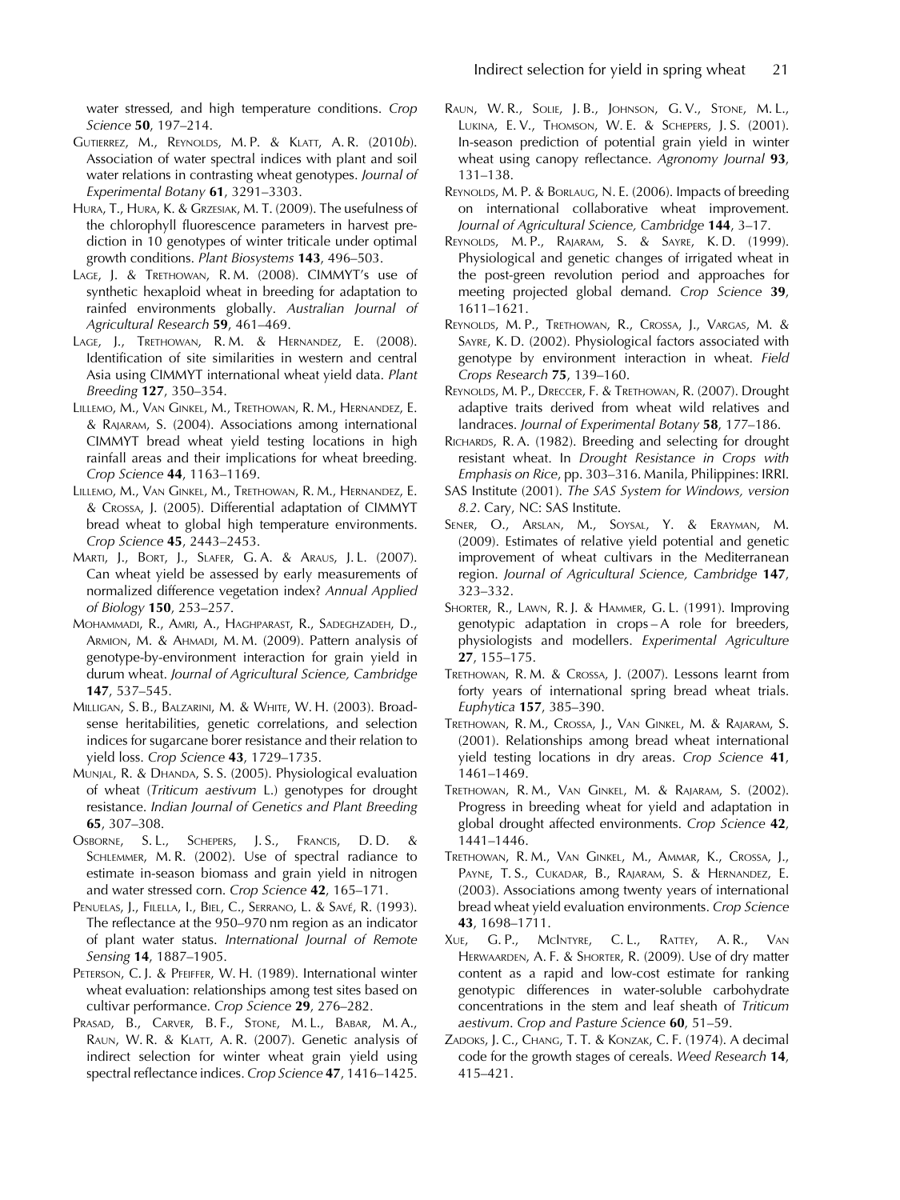water stressed, and high temperature conditions. *Crop Science* **50**, 197–214.

Gutierrez, M., Reynolds, M. P. & Klatt, A. R. (2010*b*). Association of water spectral indices with plant and soil water relations in contrasting wheat genotypes. *Journal of Experimental Botany* **61**, 3291–3303.

Hura, T., Hura, K. & Grzesiak, M. T. (2009). The usefulness of the chlorophyll fluorescence parameters in harvest prediction in 10 genotypes of winter triticale under optimal growth conditions. *Plant Biosystems* **143**, 496–503.

Lage, J. & Trethowan, R. M. (2008). CIMMYT's use of synthetic hexaploid wheat in breeding for adaptation to rainfed environments globally. *Australian Journal of Agricultural Research* **59**, 461–469.

Lage, J., Trethowan, R. M. & Hernandez, E. (2008). Identification of site similarities in western and central Asia using CIMMYT international wheat yield data. *Plant Breeding* **127**, 350–354.

Lillemo, M., Van Ginkel, M., Trethowan, R. M., Hernandez, E. & Rajaram, S. (2004). Associations among international CIMMYT bread wheat yield testing locations in high rainfall areas and their implications for wheat breeding. *Crop Science* **44**, 1163–1169.

Lillemo, M., Van Ginkel, M., Trethowan, R. M., Hernandez, E. & Crossa, J. (2005). Differential adaptation of CIMMYT bread wheat to global high temperature environments. *Crop Science* **45**, 2443–2453.

Marti, J., Bort, J., Slafer, G. A. & Araus, J. L. (2007). Can wheat yield be assessed by early measurements of normalized difference vegetation index? *Annual Applied of Biology* **150**, 253–257.

Mohammadi, R., Amri, A., Haghparast, R., Sadeghzadeh, D., Armion, M. & Ahmadi, M. M. (2009). Pattern analysis of genotype-by-environment interaction for grain yield in durum wheat. *Journal of Agricultural Science, Cambridge* **147**, 537–545.

Milligan, S. B., Balzarini, M. & White, W. H. (2003). Broad-sense heritabilities, genetic correlations, and selection indices for sugarcane borer resistance and their relation to yield loss. *Crop Science* **43**, 1729–1735.

Munjal, R. & Dhanda, S. S. (2005). Physiological evaluation of wheat (*Triticum aestivum* L.) genotypes for drought resistance. *Indian Journal of Genetics and Plant Breeding* **65**, 307–308.

Osborne, S. L., Schepers, J. S., Francis, D. D. & Schlemmer, M. R. (2002). Use of spectral radiance to estimate in-season biomass and grain yield in nitrogen and water stressed corn. *Crop Science* **42**, 165–171.

Penuelas, J., Filella, I., Biel, C., Serrano, L. & Savé, R. (1993). The reflectance at the 950–970 nm region as an indicator of plant water status. *International Journal of Remote Sensing* **14**, 1887–1905.

Peterson, C. J. & Pfeiffer, W. H. (1989). International winter wheat evaluation: relationships among test sites based on cultivar performance. *Crop Science* **29**, 276–282.

Prasad, B., Carver, B. F., Stone, M. L., Babar, M. A., Raun, W. R. & Klatt, A. R. (2007). Genetic analysis of indirect selection for winter wheat grain yield using spectral reflectance indices. *Crop Science* **47**, 1416–1425.

Raun, W. R., Solie, J. B., Johnson, G. V., Stone, M. L., Lukina, E. V., Thomson, W. E. & Schepers, J. S. (2001). In-season prediction of potential grain yield in winter wheat using canopy reflectance. *Agronomy Journal* **93**, 131–138.

Reynolds, M. P. & Borlaug, N. E. (2006). Impacts of breeding on international collaborative wheat improvement. *Journal of Agricultural Science, Cambridge* **144**, 3–17.

Reynolds, M. P., Rajaram, S. & Sayre, K. D. (1999). Physiological and genetic changes of irrigated wheat in the post-green revolution period and approaches for meeting projected global demand. *Crop Science* **39**, 1611–1621.

Reynolds, M. P., Trethowan, R., Crossa, J., Vargas, M. & Sayre, K. D. (2002). Physiological factors associated with genotype by environment interaction in wheat. *Field Crops Research* **75**, 139–160.

Reynolds, M. P., Dreccer, F. & Trethowan, R. (2007). Drought adaptive traits derived from wheat wild relatives and landraces. *Journal of Experimental Botany* **58**, 177–186.

Richards, R. A. (1982). Breeding and selecting for drought resistant wheat. In *Drought Resistance in Crops with Emphasis on Rice*, pp. 303–316. Manila, Philippines: IRRI.

SAS Institute (2001). *The SAS System for Windows, version 8.2*. Cary, NC: SAS Institute.

Sener, O., Arslan, M., Soysal, Y. & Erayman, M. (2009). Estimates of relative yield potential and genetic improvement of wheat cultivars in the Mediterranean region. *Journal of Agricultural Science, Cambridge* **147**, 323–332.

Shorter, R., Lawn, R. J. & Hammer, G. L. (1991). Improving genotypic adaptation in crops – A role for breeders, physiologists and modellers. *Experimental Agriculture* **27**, 155–175.

Trethowan, R. M. & Crossa, J. (2007). Lessons learnt from forty years of international spring bread wheat trials. *Euphytica* **157**, 385–390.

Trethowan, R. M., Crossa, J., Van Ginkel, M. & Rajaram, S. (2001). Relationships among bread wheat international yield testing locations in dry areas. *Crop Science* **41**, 1461–1469.

Trethowan, R. M., Van Ginkel, M. & Rajaram, S. (2002). Progress in breeding wheat for yield and adaptation in global drought affected environments. *Crop Science* **42**, 1441–1446.

Trethowan, R. M., Van Ginkel, M., Ammar, K., Crossa, J., Payne, T. S., Cukadar, B., Rajaram, S. & Hernandez, E. (2003). Associations among twenty years of international bread wheat yield evaluation environments. *Crop Science* **43**, 1698–1711.

Xue, G. P., McIntyre, C. L., Rattey, A. R., Van Herwaarden, A. F. & Shorter, R. (2009). Use of dry matter content as a rapid and low-cost estimate for ranking genotypic differences in water-soluble carbohydrate concentrations in the stem and leaf sheath of *Triticum aestivum*. *Crop and Pasture Science* **60**, 51–59.

Zadoks, J. C., Chang, T. T. & Konzak, C. F. (1974). A decimal code for the growth stages of cereals. *Weed Research* **14**, 415–421.